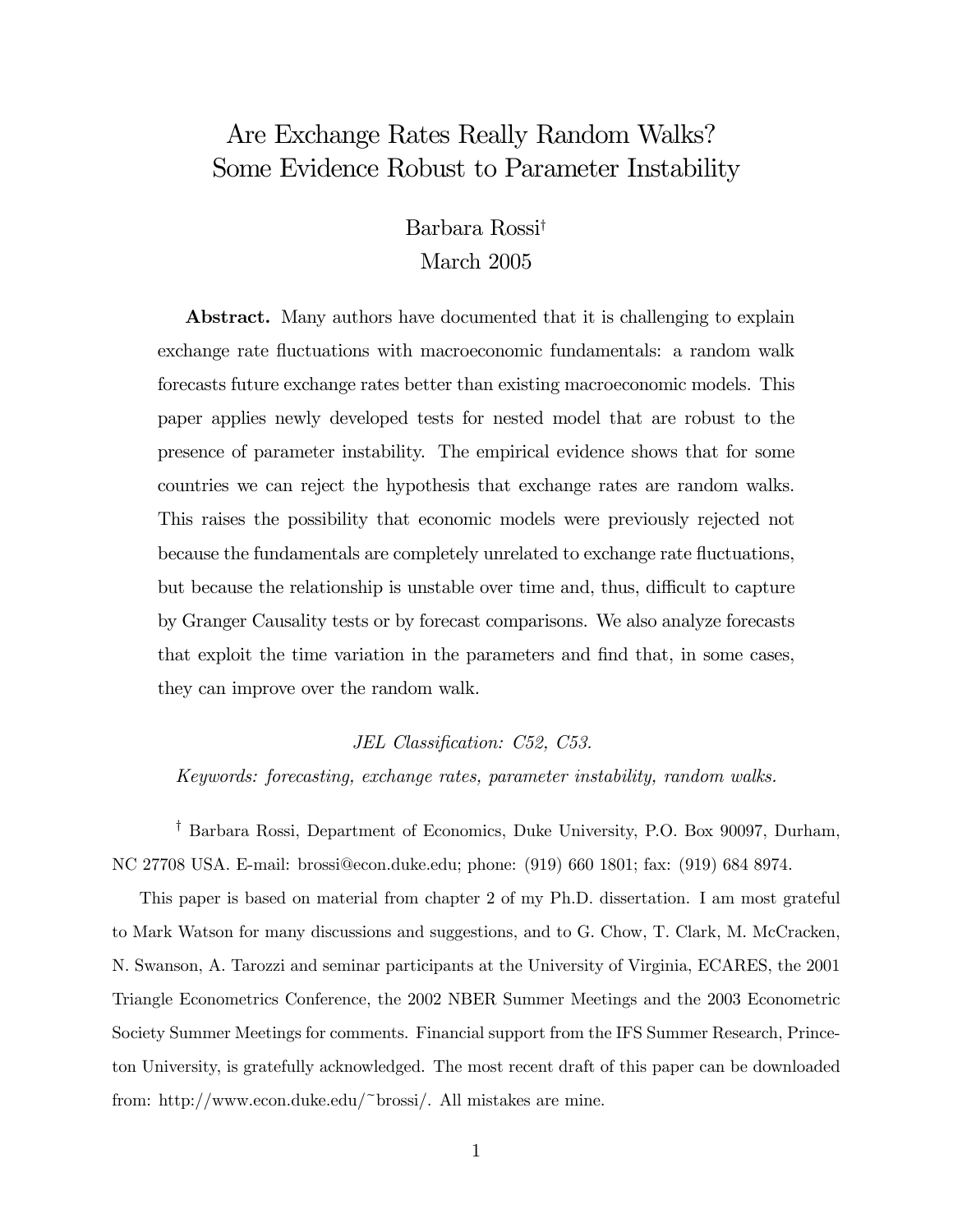# Are Exchange Rates Really Random Walks? Some Evidence Robust to Parameter Instability

Barbara Rossi[†]

March 2005

**Abstract.** Many authors have documented that it is challenging to explain exchange rate fluctuations with macroeconomic fundamentals: a random walk forecasts future exchange rates better than existing macroeconomic models. This paper applies newly developed tests for nested model that are robust to the presence of parameter instability. The empirical evidence shows that for some countries we can reject the hypothesis that exchange rates are random walks. This raises the possibility that economic models were previously rejected not because the fundamentals are completely unrelated to exchange rate fluctuations, but because the relationship is unstable over time and, thus, difficult to capture by Granger Causality tests or by forecast comparisons. We also analyze forecasts that exploit the time variation in the parameters and find that, in some cases, they can improve over the random walk.

*JEL Classification: C52, C53.*

*Keywords: forecasting, exchange rates, parameter instability, random walks.*

[†] Barbara Rossi, Department of Economics, Duke University, P.O. Box 90097, Durham, NC 27708 USA. E-mail: brossi@econ.duke.edu; phone: (919) 660 1801; fax: (919) 684 8974.

This paper is based on material from chapter 2 of my Ph.D. dissertation. I am most grateful to Mark Watson for many discussions and suggestions, and to G. Chow, T. Clark, M. McCracken, N. Swanson, A. Tarozzi and seminar participants at the University of Virginia, ECARES, the 2001 Triangle Econometrics Conference, the 2002 NBER Summer Meetings and the 2003 Econometric Society Summer Meetings for comments. Financial support from the IFS Summer Research, Princeton University, is gratefully acknowledged. The most recent draft of this paper can be downloaded from: http://www.econ.duke.edu/~brossi/. All mistakes are mine.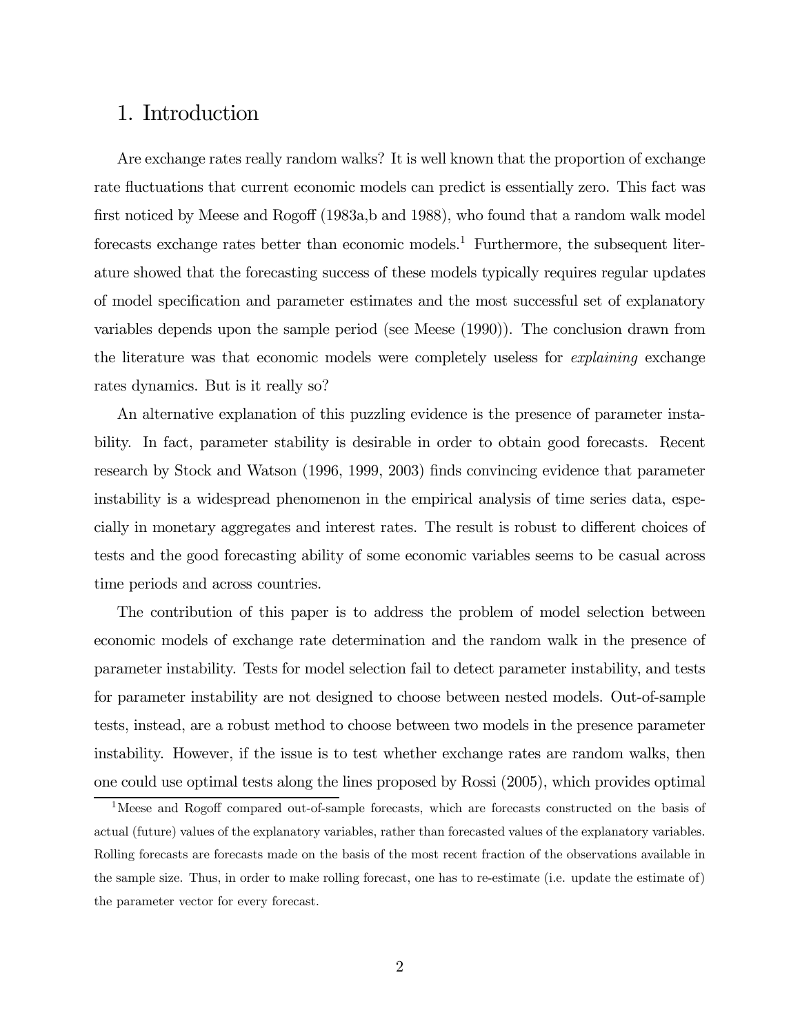# 1. Introduction

Are exchange rates really random walks? It is well known that the proportion of exchange rate fluctuations that current economic models can predict is essentially zero. This fact was first noticed by Meese and Rogoff (1983a,b and 1988), who found that a random walk model forecasts exchange rates better than economic models.[1] Furthermore, the subsequent literature showed that the forecasting success of these models typically requires regular updates of model specification and parameter estimates and the most successful set of explanatory variables depends upon the sample period (see Meese (1990)). The conclusion drawn from the literature was that economic models were completely useless for *explaining* exchange rates dynamics. But is it really so?

An alternative explanation of this puzzling evidence is the presence of parameter instability. In fact, parameter stability is desirable in order to obtain good forecasts. Recent research by Stock and Watson (1996, 1999, 2003) finds convincing evidence that parameter instability is a widespread phenomenon in the empirical analysis of time series data, especially in monetary aggregates and interest rates. The result is robust to different choices of tests and the good forecasting ability of some economic variables seems to be casual across time periods and across countries.

The contribution of this paper is to address the problem of model selection between economic models of exchange rate determination and the random walk in the presence of parameter instability. Tests for model selection fail to detect parameter instability, and tests for parameter instability are not designed to choose between nested models. Out-of-sample tests, instead, are a robust method to choose between two models in the presence parameter instability. However, if the issue is to test whether exchange rates are random walks, then one could use optimal tests along the lines proposed by Rossi (2005), which provides optimal

[1] Meese and Rogoff compared out-of-sample forecasts, which are forecasts constructed on the basis of actual (future) values of the explanatory variables, rather than forecasted values of the explanatory variables. Rolling forecasts are forecasts made on the basis of the most recent fraction of the observations available in the sample size. Thus, in order to make rolling forecast, one has to re-estimate (i.e. update the estimate of) the parameter vector for every forecast.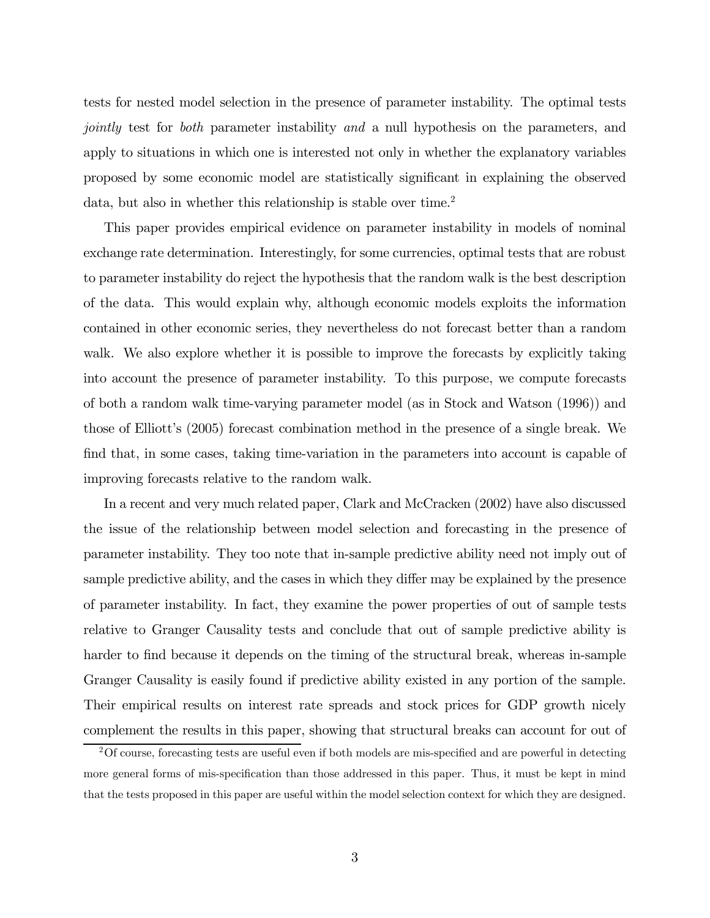tests for nested model selection in the presence of parameter instability. The optimal tests *jointly* test for *both* parameter instability *and* a null hypothesis on the parameters, and apply to situations in which one is interested not only in whether the explanatory variables proposed by some economic model are statistically significant in explaining the observed data, but also in whether this relationship is stable over time.[2]

This paper provides empirical evidence on parameter instability in models of nominal exchange rate determination. Interestingly, for some currencies, optimal tests that are robust to parameter instability do reject the hypothesis that the random walk is the best description of the data. This would explain why, although economic models exploits the information contained in other economic series, they nevertheless do not forecast better than a random walk. We also explore whether it is possible to improve the forecasts by explicitly taking into account the presence of parameter instability. To this purpose, we compute forecasts of both a random walk time-varying parameter model (as in Stock and Watson (1996)) and those of Elliott's (2005) forecast combination method in the presence of a single break. We find that, in some cases, taking time-variation in the parameters into account is capable of improving forecasts relative to the random walk.

In a recent and very much related paper, Clark and McCracken (2002) have also discussed the issue of the relationship between model selection and forecasting in the presence of parameter instability. They too note that in-sample predictive ability need not imply out of sample predictive ability, and the cases in which they differ may be explained by the presence of parameter instability. In fact, they examine the power properties of out of sample tests relative to Granger Causality tests and conclude that out of sample predictive ability is harder to find because it depends on the timing of the structural break, whereas in-sample Granger Causality is easily found if predictive ability existed in any portion of the sample. Their empirical results on interest rate spreads and stock prices for GDP growth nicely complement the results in this paper, showing that structural breaks can account for out of

[2] Of course, forecasting tests are useful even if both models are mis-specified and are powerful in detecting more general forms of mis-specification than those addressed in this paper. Thus, it must be kept in mind that the tests proposed in this paper are useful within the model selection context for which they are designed.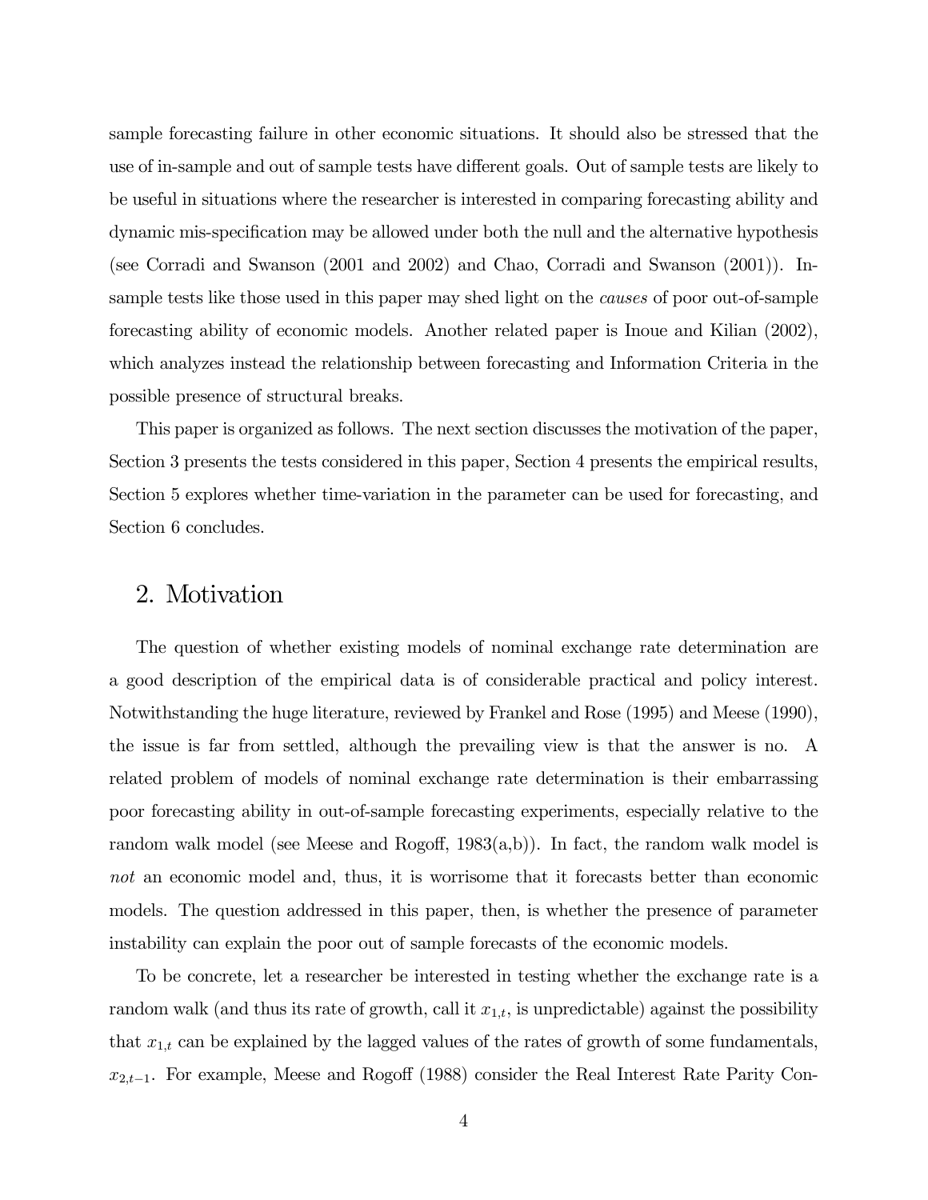sample forecasting failure in other economic situations. It should also be stressed that the use of in-sample and out of sample tests have different goals. Out of sample tests are likely to be useful in situations where the researcher is interested in comparing forecasting ability and dynamic mis-specification may be allowed under both the null and the alternative hypothesis (see Corradi and Swanson (2001 and 2002) and Chao, Corradi and Swanson (2001)). In-sample tests like those used in this paper may shed light on the *causes* of poor out-of-sample forecasting ability of economic models. Another related paper is Inoue and Kilian (2002), which analyzes instead the relationship between forecasting and Information Criteria in the possible presence of structural breaks.

This paper is organized as follows. The next section discusses the motivation of the paper, Section 3 presents the tests considered in this paper, Section 4 presents the empirical results, Section 5 explores whether time-variation in the parameter can be used for forecasting, and Section 6 concludes.

## 2. Motivation

The question of whether existing models of nominal exchange rate determination are a good description of the empirical data is of considerable practical and policy interest. Notwithstanding the huge literature, reviewed by Frankel and Rose (1995) and Meese (1990), the issue is far from settled, although the prevailing view is that the answer is no. A related problem of models of nominal exchange rate determination is their embarrassing poor forecasting ability in out-of-sample forecasting experiments, especially relative to the random walk model (see Meese and Rogoff, 1983(a,b)). In fact, the random walk model is *not* an economic model and, thus, it is worrisome that it forecasts better than economic models. The question addressed in this paper, then, is whether the presence of parameter instability can explain the poor out of sample forecasts of the economic models.

To be concrete, let a researcher be interested in testing whether the exchange rate is a random walk (and thus its rate of growth, call it $x_{1,t}$, is unpredictable) against the possibility that $x_{1,t}$ can be explained by the lagged values of the rates of growth of some fundamentals, $x_{2,t-1}$. For example, Meese and Rogoff (1988) consider the Real Interest Rate Parity Con-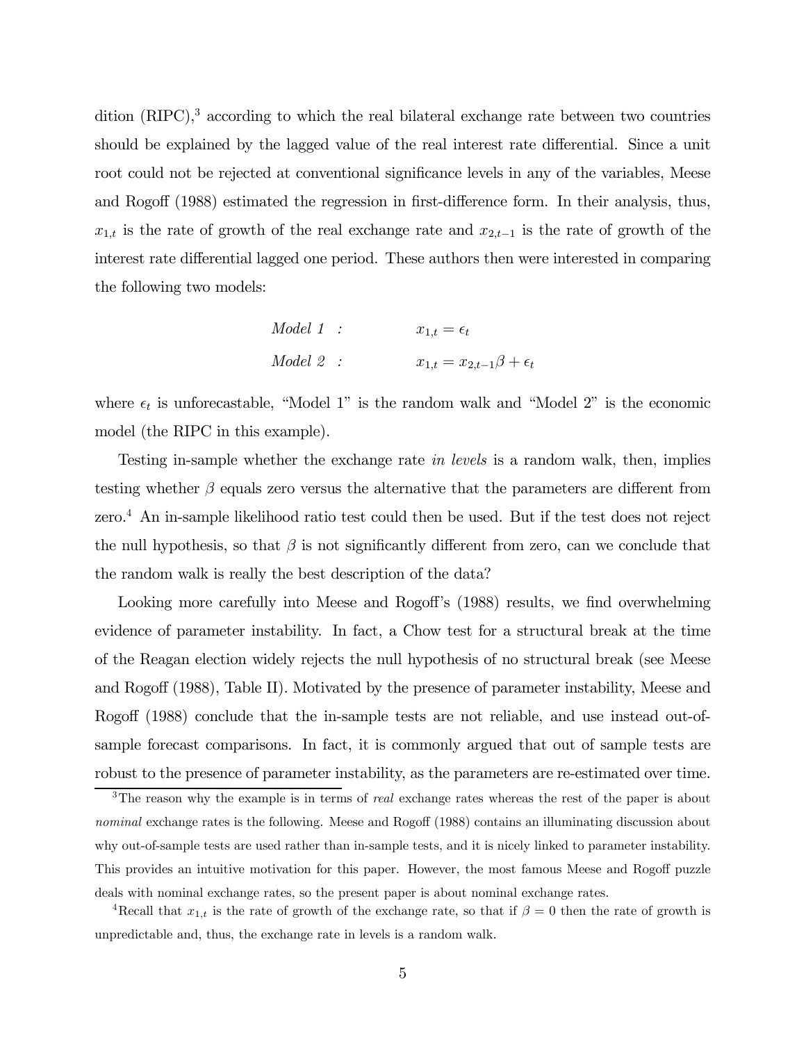dition (RIPC),[3] according to which the real bilateral exchange rate between two countries should be explained by the lagged value of the real interest rate differential. Since a unit root could not be rejected at conventional significance levels in any of the variables, Meese and Rogoff (1988) estimated the regression in first-difference form. In their analysis, thus, $x_{1,t}$ is the rate of growth of the real exchange rate and $x_{2,t-1}$ is the rate of growth of the interest rate differential lagged one period. These authors then were interested in comparing the following two models:

$$\textit{Model 1} \ : \qquad x_{1,t} = \epsilon_t$$

$$\textit{Model 2} \ : \qquad x_{1,t} = x_{2,t-1}\beta + \epsilon_t$$

where $\epsilon_t$ is unforecastable, "Model 1" is the random walk and "Model 2" is the economic model (the RIPC in this example).

Testing in-sample whether the exchange rate *in levels* is a random walk, then, implies testing whether $\beta$ equals zero versus the alternative that the parameters are different from zero.[4] An in-sample likelihood ratio test could then be used. But if the test does not reject the null hypothesis, so that $\beta$ is not significantly different from zero, can we conclude that the random walk is really the best description of the data?

Looking more carefully into Meese and Rogoff's (1988) results, we find overwhelming evidence of parameter instability. In fact, a Chow test for a structural break at the time of the Reagan election widely rejects the null hypothesis of no structural break (see Meese and Rogoff (1988), Table II). Motivated by the presence of parameter instability, Meese and Rogoff (1988) conclude that the in-sample tests are not reliable, and use instead out-of-sample forecast comparisons. In fact, it is commonly argued that out of sample tests are robust to the presence of parameter instability, as the parameters are re-estimated over time.

[3] The reason why the example is in terms of *real* exchange rates whereas the rest of the paper is about *nominal* exchange rates is the following. Meese and Rogoff (1988) contains an illuminating discussion about why out-of-sample tests are used rather than in-sample tests, and it is nicely linked to parameter instability. This provides an intuitive motivation for this paper. However, the most famous Meese and Rogoff puzzle deals with nominal exchange rates, so the present paper is about nominal exchange rates.

[4] Recall that $x_{1,t}$ is the rate of growth of the exchange rate, so that if $\beta = 0$ then the rate of growth is unpredictable and, thus, the exchange rate in levels is a random walk.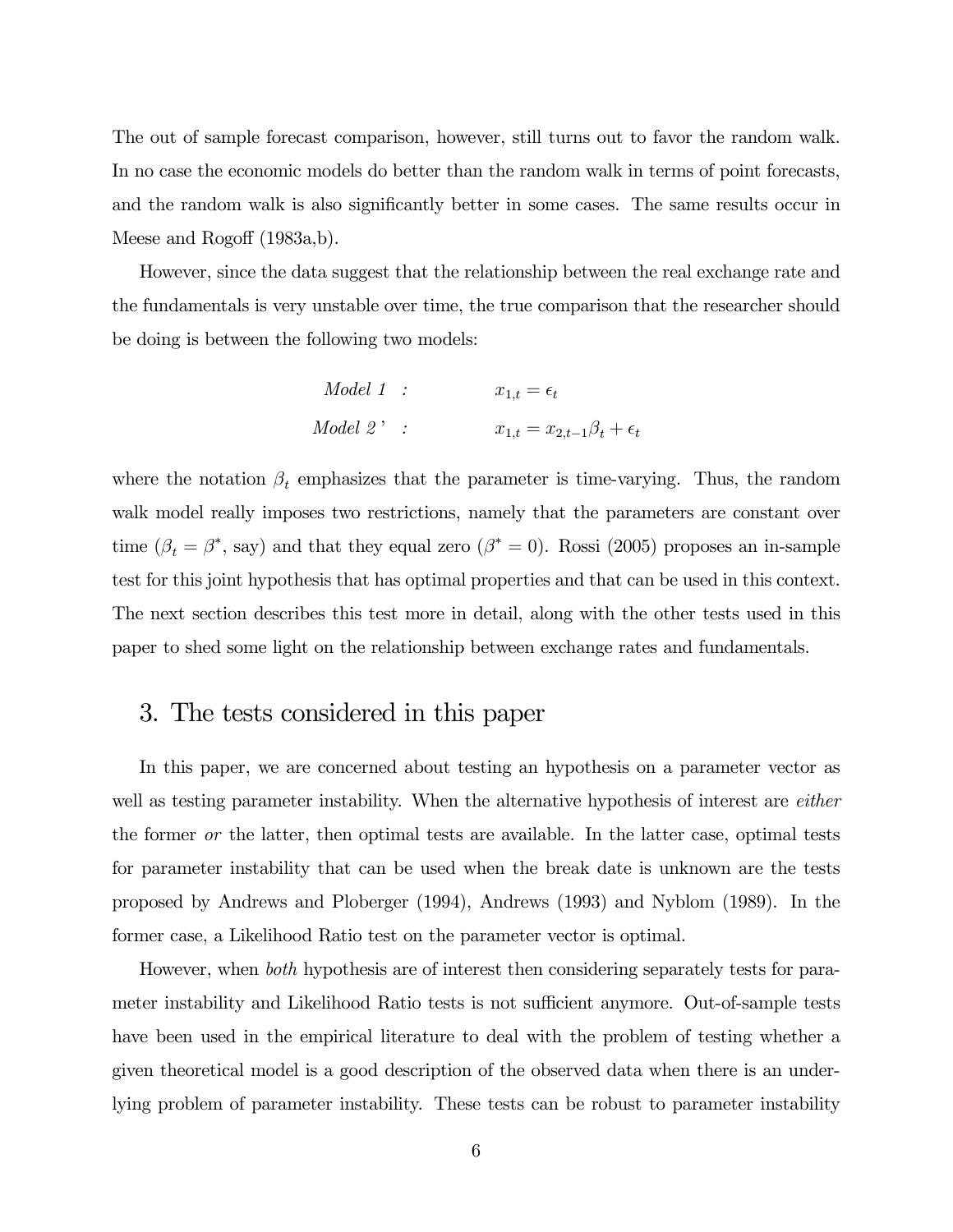The out of sample forecast comparison, however, still turns out to favor the random walk. In no case the economic models do better than the random walk in terms of point forecasts, and the random walk is also significantly better in some cases. The same results occur in Meese and Rogoff (1983a,b).

However, since the data suggest that the relationship between the real exchange rate and the fundamentals is very unstable over time, the true comparison that the researcher should be doing is between the following two models:

$$\text{Model 1} \quad : \qquad x_{1,t} = \epsilon_t$$

$$\text{Model 2'} \quad : \qquad x_{1,t} = x_{2,t-1}\beta_t + \epsilon_t$$

where the notation $\beta_t$ emphasizes that the parameter is time-varying. Thus, the random walk model really imposes two restrictions, namely that the parameters are constant over time ($\beta_t = \beta^*$, say) and that they equal zero ($\beta^* = 0$). Rossi (2005) proposes an in-sample test for this joint hypothesis that has optimal properties and that can be used in this context. The next section describes this test more in detail, along with the other tests used in this paper to shed some light on the relationship between exchange rates and fundamentals.

## 3. The tests considered in this paper

In this paper, we are concerned about testing an hypothesis on a parameter vector as well as testing parameter instability. When the alternative hypothesis of interest are *either* the former *or* the latter, then optimal tests are available. In the latter case, optimal tests for parameter instability that can be used when the break date is unknown are the tests proposed by Andrews and Ploberger (1994), Andrews (1993) and Nyblom (1989). In the former case, a Likelihood Ratio test on the parameter vector is optimal.

However, when *both* hypothesis are of interest then considering separately tests for parameter instability and Likelihood Ratio tests is not sufficient anymore. Out-of-sample tests have been used in the empirical literature to deal with the problem of testing whether a given theoretical model is a good description of the observed data when there is an underlying problem of parameter instability. These tests can be robust to parameter instability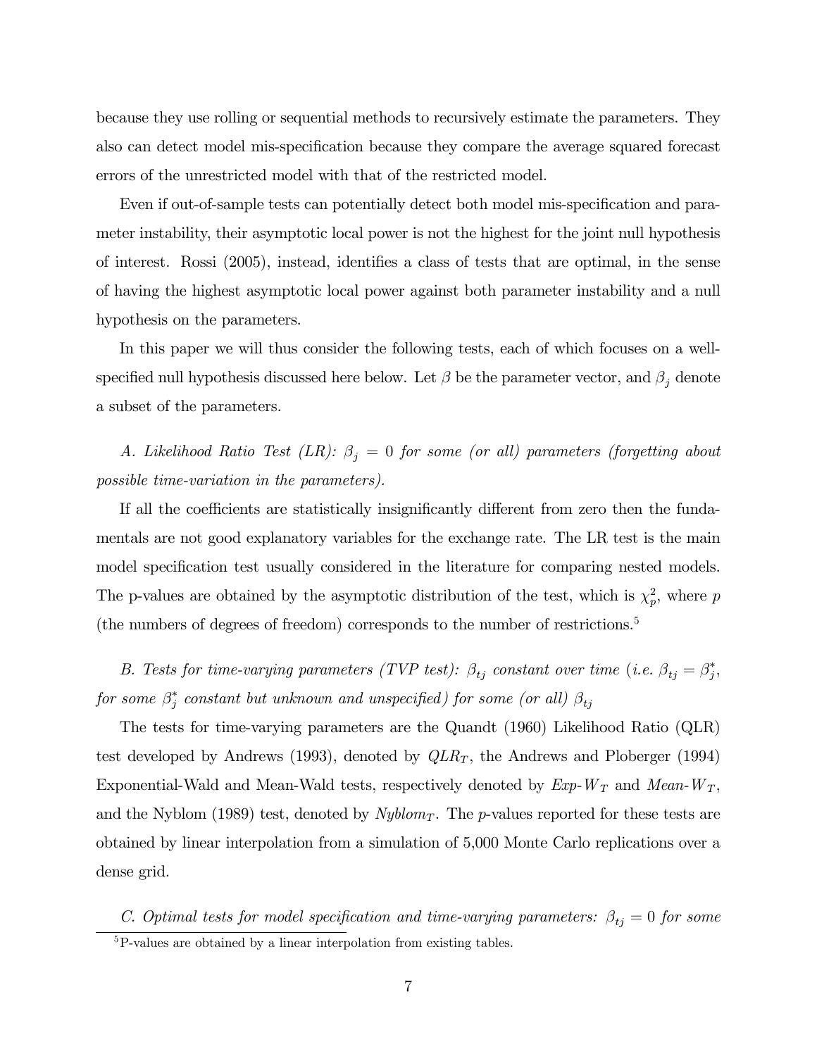because they use rolling or sequential methods to recursively estimate the parameters. They also can detect model mis-specification because they compare the average squared forecast errors of the unrestricted model with that of the restricted model.

Even if out-of-sample tests can potentially detect both model mis-specification and parameter instability, their asymptotic local power is not the highest for the joint null hypothesis of interest. Rossi (2005), instead, identifies a class of tests that are optimal, in the sense of having the highest asymptotic local power against both parameter instability and a null hypothesis on the parameters.

In this paper we will thus consider the following tests, each of which focuses on a well-specified null hypothesis discussed here below. Let $\beta$ be the parameter vector, and $\beta_j$ denote a subset of the parameters.

*A. Likelihood Ratio Test (LR): $\beta_j = 0$ for some (or all) parameters (forgetting about possible time-variation in the parameters).*

If all the coefficients are statistically insignificantly different from zero then the fundamentals are not good explanatory variables for the exchange rate. The LR test is the main model specification test usually considered in the literature for comparing nested models. The p-values are obtained by the asymptotic distribution of the test, which is $\chi^2_p$, where $p$ (the numbers of degrees of freedom) corresponds to the number of restrictions.[5]

*B. Tests for time-varying parameters (TVP test): $\beta_{tj}$ constant over time (i.e. $\beta_{tj} = \beta_j^*$, for some $\beta_j^*$ constant but unknown and unspecified) for some (or all) $\beta_{tj}$*

The tests for time-varying parameters are the Quandt (1960) Likelihood Ratio (QLR) test developed by Andrews (1993), denoted by $QLR_T$, the Andrews and Ploberger (1994) Exponential-Wald and Mean-Wald tests, respectively denoted by $Exp\text{-}W_T$ and $Mean\text{-}W_T$, and the Nyblom (1989) test, denoted by $Nyblom_T$. The $p$-values reported for these tests are obtained by linear interpolation from a simulation of 5,000 Monte Carlo replications over a dense grid.

*C. Optimal tests for model specification and time-varying parameters: $\beta_{tj} = 0$ for some*

[5] P-values are obtained by a linear interpolation from existing tables.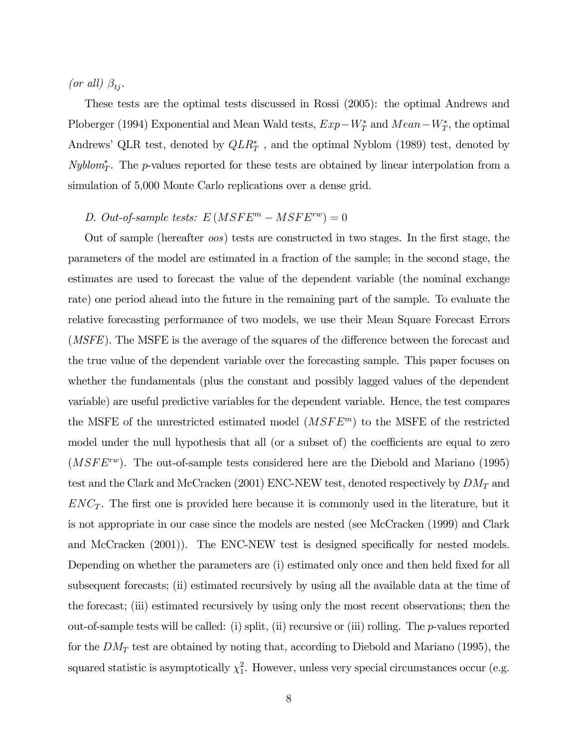*(or all)* $\beta_{tj}$.

These tests are the optimal tests discussed in Rossi (2005): the optimal Andrews and Ploberger (1994) Exponential and Mean Wald tests, $Exp-W_T^*$ and $Mean-W_T^*$, the optimal Andrews' QLR test, denoted by $QLR_T^*$ , and the optimal Nyblom (1989) test, denoted by $Nyblom_T^*$. The $p$-values reported for these tests are obtained by linear interpolation from a simulation of 5,000 Monte Carlo replications over a dense grid.

*D. Out-of-sample tests:* $E\left(MSFE^m - MSFE^{rw}\right) = 0$

Out of sample (hereafter *oos*) tests are constructed in two stages. In the first stage, the parameters of the model are estimated in a fraction of the sample; in the second stage, the estimates are used to forecast the value of the dependent variable (the nominal exchange rate) one period ahead into the future in the remaining part of the sample. To evaluate the relative forecasting performance of two models, we use their Mean Square Forecast Errors (*MSFE*). The MSFE is the average of the squares of the difference between the forecast and the true value of the dependent variable over the forecasting sample. This paper focuses on whether the fundamentals (plus the constant and possibly lagged values of the dependent variable) are useful predictive variables for the dependent variable. Hence, the test compares the MSFE of the unrestricted estimated model ($MSFE^m$) to the MSFE of the restricted model under the null hypothesis that all (or a subset of) the coefficients are equal to zero ($MSFE^{rw}$). The out-of-sample tests considered here are the Diebold and Mariano (1995) test and the Clark and McCracken (2001) ENC-NEW test, denoted respectively by $DM_T$ and $ENC_T$. The first one is provided here because it is commonly used in the literature, but it is not appropriate in our case since the models are nested (see McCracken (1999) and Clark and McCracken (2001)). The ENC-NEW test is designed specifically for nested models. Depending on whether the parameters are (i) estimated only once and then held fixed for all subsequent forecasts; (ii) estimated recursively by using all the available data at the time of the forecast; (iii) estimated recursively by using only the most recent observations; then the out-of-sample tests will be called: (i) split, (ii) recursive or (iii) rolling. The $p$-values reported for the $DM_T$ test are obtained by noting that, according to Diebold and Mariano (1995), the squared statistic is asymptotically $\chi_1^2$. However, unless very special circumstances occur (e.g.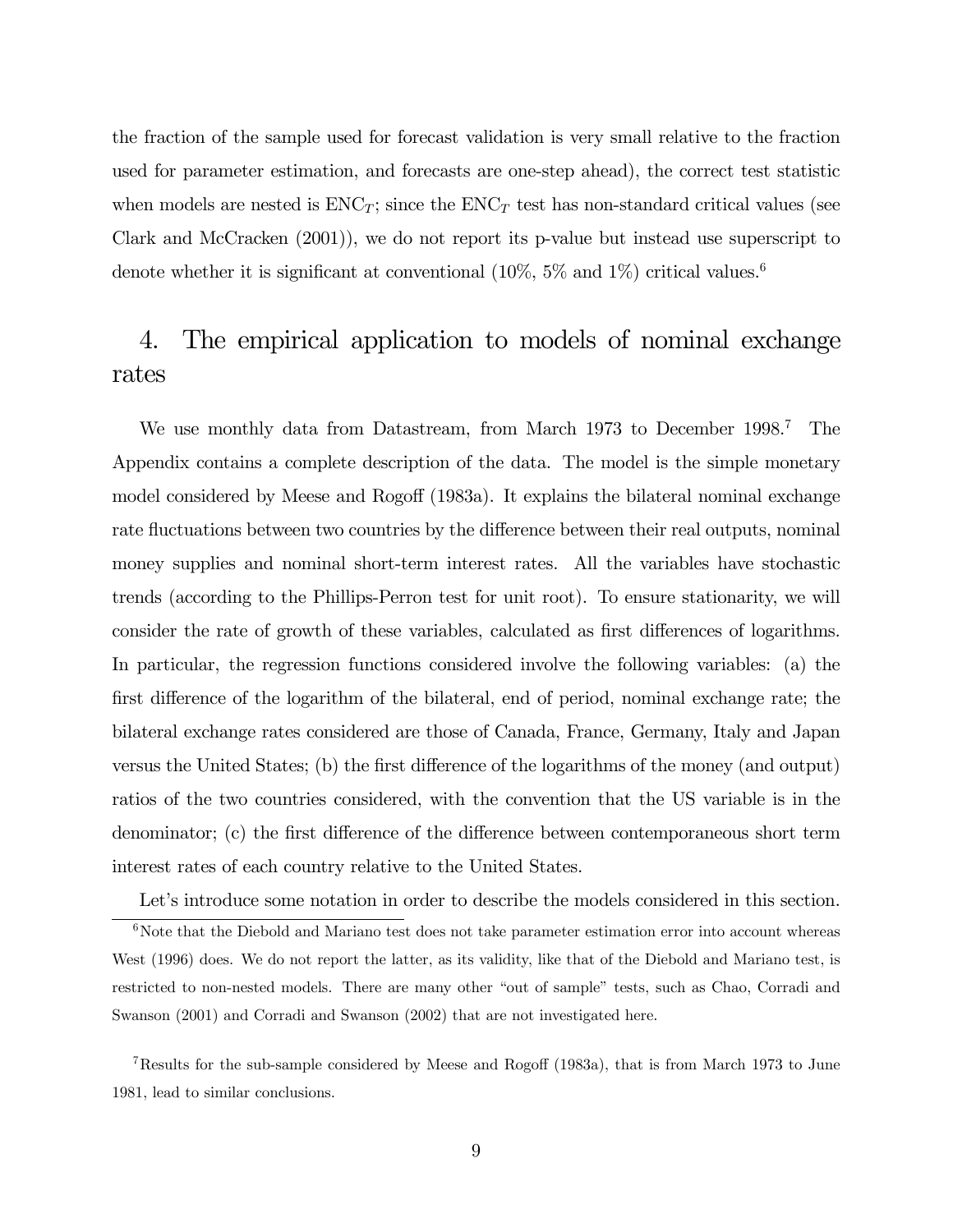the fraction of the sample used for forecast validation is very small relative to the fraction used for parameter estimation, and forecasts are one-step ahead), the correct test statistic when models are nested is $\text{ENC}_T$; since the $\text{ENC}_T$ test has non-standard critical values (see Clark and McCracken (2001)), we do not report its p-value but instead use superscript to denote whether it is significant at conventional (10%, 5% and 1%) critical values.[6]

# 4. The empirical application to models of nominal exchange rates

We use monthly data from Datastream, from March 1973 to December 1998.[7] The Appendix contains a complete description of the data. The model is the simple monetary model considered by Meese and Rogoff (1983a). It explains the bilateral nominal exchange rate fluctuations between two countries by the difference between their real outputs, nominal money supplies and nominal short-term interest rates. All the variables have stochastic trends (according to the Phillips-Perron test for unit root). To ensure stationarity, we will consider the rate of growth of these variables, calculated as first differences of logarithms. In particular, the regression functions considered involve the following variables: (a) the first difference of the logarithm of the bilateral, end of period, nominal exchange rate; the bilateral exchange rates considered are those of Canada, France, Germany, Italy and Japan versus the United States; (b) the first difference of the logarithms of the money (and output) ratios of the two countries considered, with the convention that the US variable is in the denominator; (c) the first difference of the difference between contemporaneous short term interest rates of each country relative to the United States.

Let's introduce some notation in order to describe the models considered in this section.

[6] Note that the Diebold and Mariano test does not take parameter estimation error into account whereas West (1996) does. We do not report the latter, as its validity, like that of the Diebold and Mariano test, is restricted to non-nested models. There are many other "out of sample" tests, such as Chao, Corradi and Swanson (2001) and Corradi and Swanson (2002) that are not investigated here.

[7] Results for the sub-sample considered by Meese and Rogoff (1983a), that is from March 1973 to June 1981, lead to similar conclusions.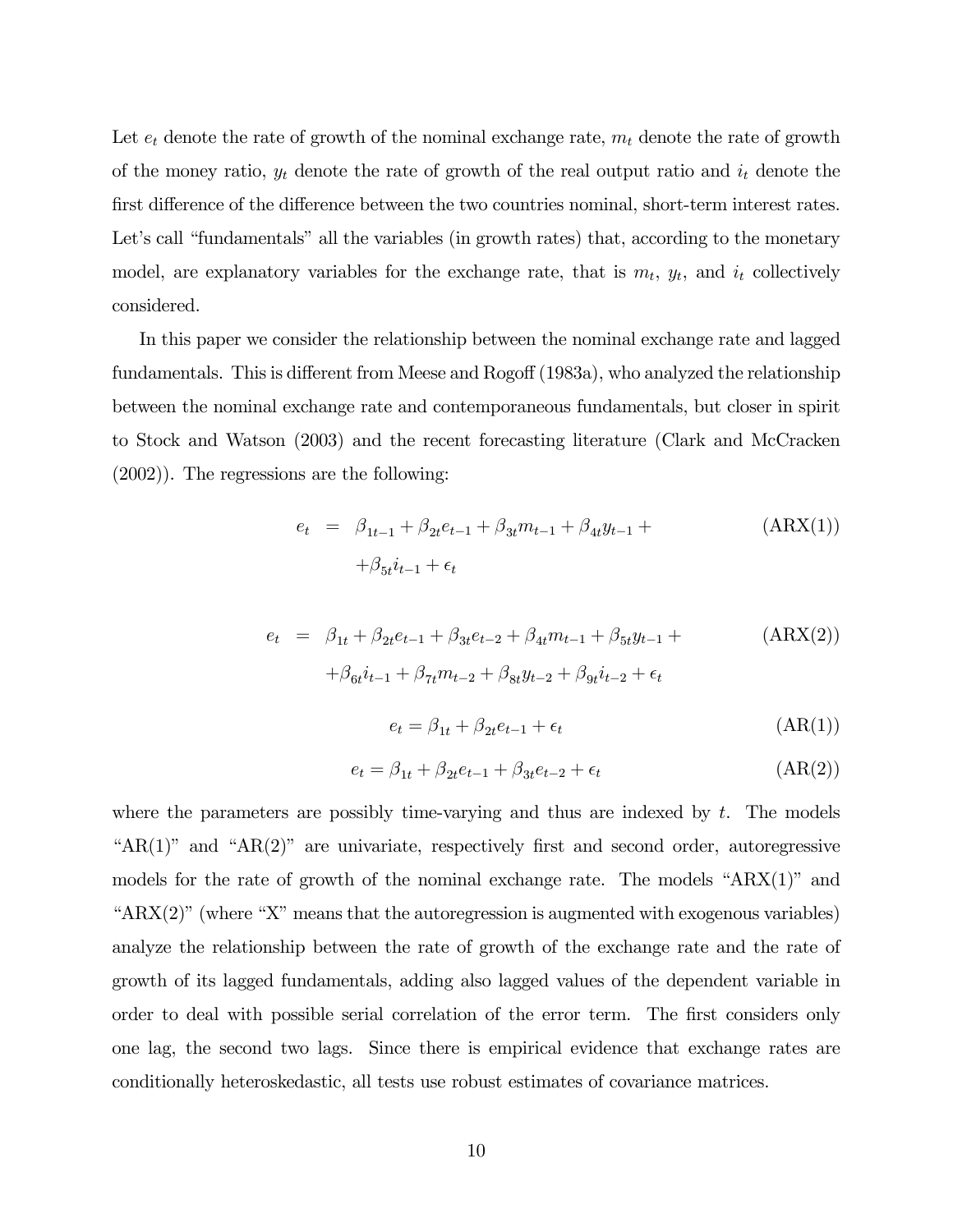Let $e_t$ denote the rate of growth of the nominal exchange rate, $m_t$ denote the rate of growth of the money ratio, $y_t$ denote the rate of growth of the real output ratio and $i_t$ denote the first difference of the difference between the two countries nominal, short-term interest rates. Let's call "fundamentals" all the variables (in growth rates) that, according to the monetary model, are explanatory variables for the exchange rate, that is $m_t$, $y_t$, and $i_t$ collectively considered.

In this paper we consider the relationship between the nominal exchange rate and lagged fundamentals. This is different from Meese and Rogoff (1983a), who analyzed the relationship between the nominal exchange rate and contemporaneous fundamentals, but closer in spirit to Stock and Watson (2003) and the recent forecasting literature (Clark and McCracken (2002)). The regressions are the following:

$$\begin{aligned} e_t &= \beta_{1t-1} + \beta_{2t} e_{t-1} + \beta_{3t} m_{t-1} + \beta_{4t} y_{t-1} + \\ &\quad + \beta_{5t} i_{t-1} + \epsilon_t \end{aligned} \tag{ARX(1)}$$

$$\begin{aligned} e_t &= \beta_{1t} + \beta_{2t} e_{t-1} + \beta_{3t} e_{t-2} + \beta_{4t} m_{t-1} + \beta_{5t} y_{t-1} + \\ &\quad + \beta_{6t} i_{t-1} + \beta_{7t} m_{t-2} + \beta_{8t} y_{t-2} + \beta_{9t} i_{t-2} + \epsilon_t \end{aligned} \tag{ARX(2)}$$

$$e_t = \beta_{1t} + \beta_{2t} e_{t-1} + \epsilon_t \tag{AR(1)}$$

$$e_t = \beta_{1t} + \beta_{2t} e_{t-1} + \beta_{3t} e_{t-2} + \epsilon_t \tag{AR(2)}$$

where the parameters are possibly time-varying and thus are indexed by $t$. The models "AR(1)" and "AR(2)" are univariate, respectively first and second order, autoregressive models for the rate of growth of the nominal exchange rate. The models "ARX(1)" and "ARX(2)" (where "X" means that the autoregression is augmented with exogenous variables) analyze the relationship between the rate of growth of the exchange rate and the rate of growth of its lagged fundamentals, adding also lagged values of the dependent variable in order to deal with possible serial correlation of the error term. The first considers only one lag, the second two lags. Since there is empirical evidence that exchange rates are conditionally heteroskedastic, all tests use robust estimates of covariance matrices.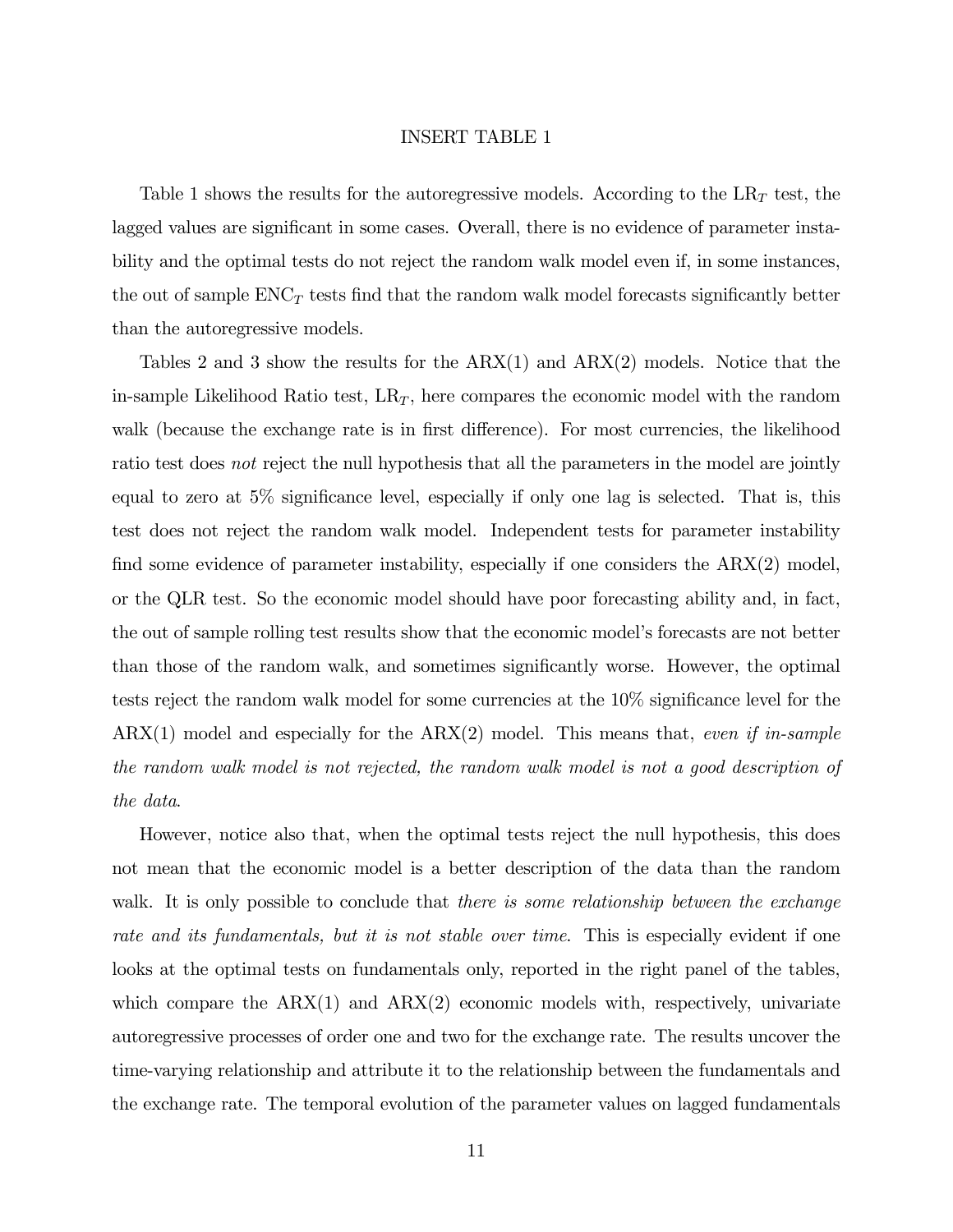INSERT TABLE 1

Table 1 shows the results for the autoregressive models. According to the $LR_T$ test, the lagged values are significant in some cases. Overall, there is no evidence of parameter instability and the optimal tests do not reject the random walk model even if, in some instances, the out of sample $ENC_T$ tests find that the random walk model forecasts significantly better than the autoregressive models.

Tables 2 and 3 show the results for the ARX(1) and ARX(2) models. Notice that the in-sample Likelihood Ratio test, $LR_T$, here compares the economic model with the random walk (because the exchange rate is in first difference). For most currencies, the likelihood ratio test does *not* reject the null hypothesis that all the parameters in the model are jointly equal to zero at 5% significance level, especially if only one lag is selected. That is, this test does not reject the random walk model. Independent tests for parameter instability find some evidence of parameter instability, especially if one considers the ARX(2) model, or the QLR test. So the economic model should have poor forecasting ability and, in fact, the out of sample rolling test results show that the economic model's forecasts are not better than those of the random walk, and sometimes significantly worse. However, the optimal tests reject the random walk model for some currencies at the 10% significance level for the ARX(1) model and especially for the ARX(2) model. This means that, *even if in-sample the random walk model is not rejected, the random walk model is not a good description of the data*.

However, notice also that, when the optimal tests reject the null hypothesis, this does not mean that the economic model is a better description of the data than the random walk. It is only possible to conclude that *there is some relationship between the exchange rate and its fundamentals, but it is not stable over time*. This is especially evident if one looks at the optimal tests on fundamentals only, reported in the right panel of the tables, which compare the ARX(1) and ARX(2) economic models with, respectively, univariate autoregressive processes of order one and two for the exchange rate. The results uncover the time-varying relationship and attribute it to the relationship between the fundamentals and the exchange rate. The temporal evolution of the parameter values on lagged fundamentals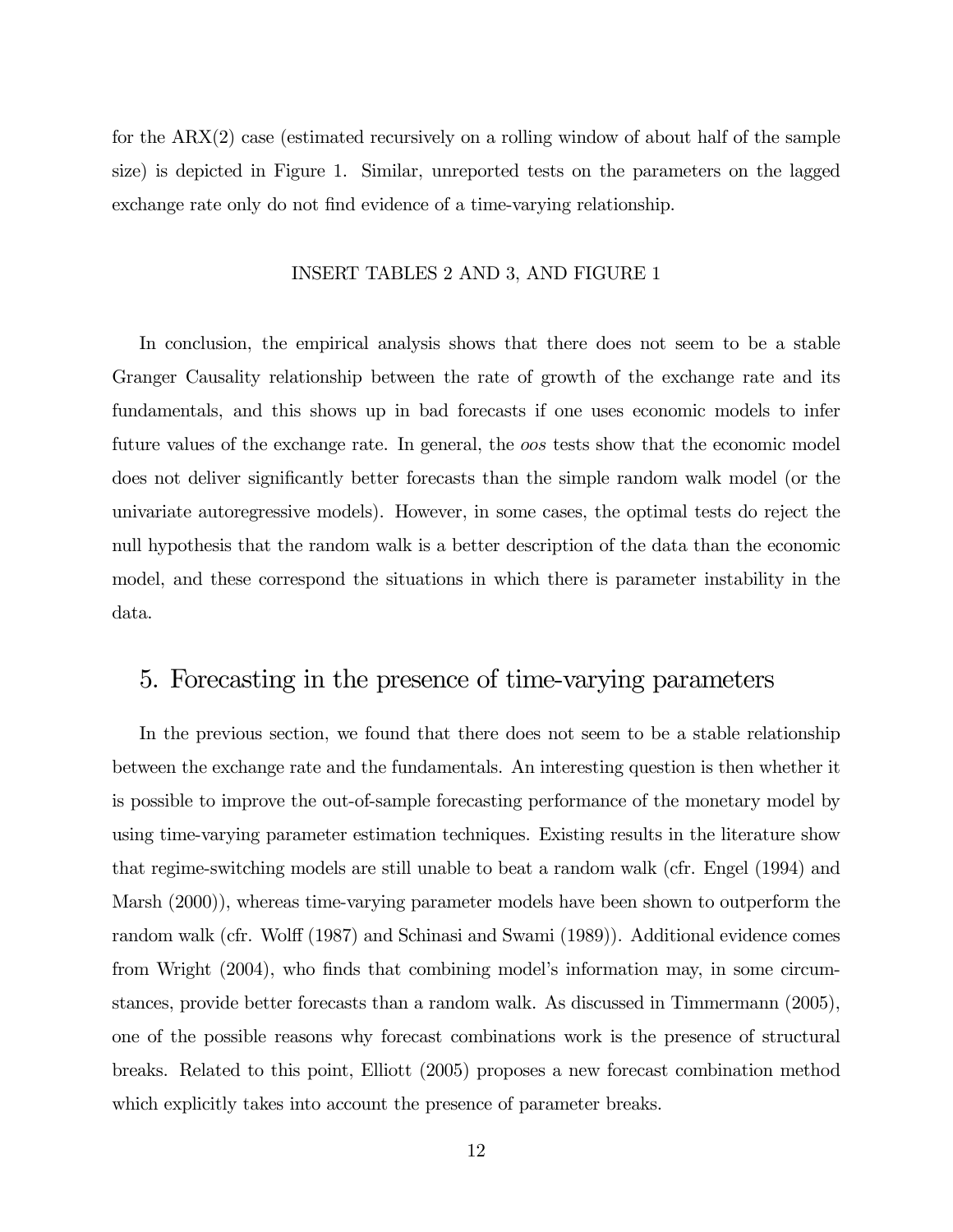for the ARX(2) case (estimated recursively on a rolling window of about half of the sample size) is depicted in Figure 1. Similar, unreported tests on the parameters on the lagged exchange rate only do not find evidence of a time-varying relationship.

INSERT TABLES 2 AND 3, AND FIGURE 1

In conclusion, the empirical analysis shows that there does not seem to be a stable Granger Causality relationship between the rate of growth of the exchange rate and its fundamentals, and this shows up in bad forecasts if one uses economic models to infer future values of the exchange rate. In general, the *oos* tests show that the economic model does not deliver significantly better forecasts than the simple random walk model (or the univariate autoregressive models). However, in some cases, the optimal tests do reject the null hypothesis that the random walk is a better description of the data than the economic model, and these correspond the situations in which there is parameter instability in the data.

## 5. Forecasting in the presence of time-varying parameters

In the previous section, we found that there does not seem to be a stable relationship between the exchange rate and the fundamentals. An interesting question is then whether it is possible to improve the out-of-sample forecasting performance of the monetary model by using time-varying parameter estimation techniques. Existing results in the literature show that regime-switching models are still unable to beat a random walk (cfr. Engel (1994) and Marsh (2000)), whereas time-varying parameter models have been shown to outperform the random walk (cfr. Wolff (1987) and Schinasi and Swami (1989)). Additional evidence comes from Wright (2004), who finds that combining model's information may, in some circumstances, provide better forecasts than a random walk. As discussed in Timmermann (2005), one of the possible reasons why forecast combinations work is the presence of structural breaks. Related to this point, Elliott (2005) proposes a new forecast combination method which explicitly takes into account the presence of parameter breaks.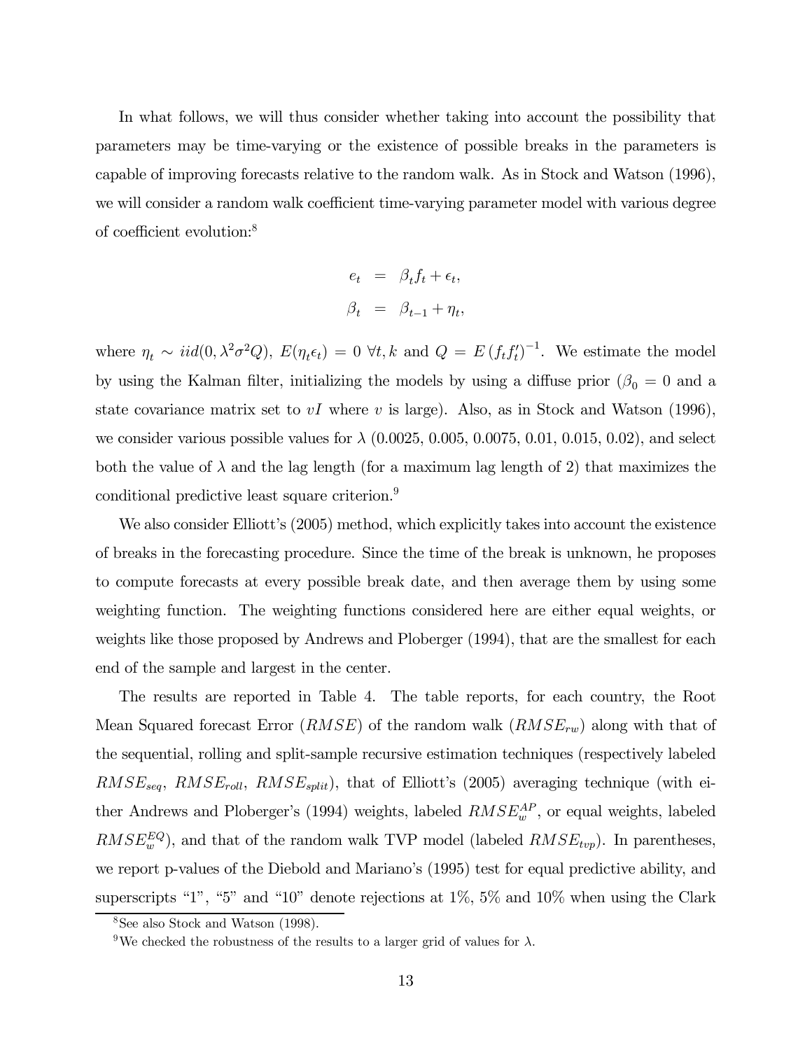In what follows, we will thus consider whether taking into account the possibility that parameters may be time-varying or the existence of possible breaks in the parameters is capable of improving forecasts relative to the random walk. As in Stock and Watson (1996), we will consider a random walk coefficient time-varying parameter model with various degree of coefficient evolution:[8]

$$
\begin{aligned}
e_t &= \beta_t f_t + \epsilon_t, \\
\beta_t &= \beta_{t-1} + \eta_t,
\end{aligned}
$$

where $\eta_t \sim iid(0, \lambda^2 \sigma^2 Q)$, $E(\eta_t \epsilon_t) = 0$ $\forall t, k$ and $Q = E\left(f_t f_t'\right)^{-1}$. We estimate the model by using the Kalman filter, initializing the models by using a diffuse prior ($\beta_0 = 0$ and a state covariance matrix set to $vI$ where $v$ is large). Also, as in Stock and Watson (1996), we consider various possible values for $\lambda$ (0.0025, 0.005, 0.0075, 0.01, 0.015, 0.02), and select both the value of $\lambda$ and the lag length (for a maximum lag length of 2) that maximizes the conditional predictive least square criterion.[9]

We also consider Elliott's (2005) method, which explicitly takes into account the existence of breaks in the forecasting procedure. Since the time of the break is unknown, he proposes to compute forecasts at every possible break date, and then average them by using some weighting function. The weighting functions considered here are either equal weights, or weights like those proposed by Andrews and Ploberger (1994), that are the smallest for each end of the sample and largest in the center.

The results are reported in Table 4. The table reports, for each country, the Root Mean Squared forecast Error ($RMSE$) of the random walk ($RMSE_{rw}$) along with that of the sequential, rolling and split-sample recursive estimation techniques (respectively labeled $RMSE_{seq}$, $RMSE_{roll}$, $RMSE_{split}$), that of Elliott's (2005) averaging technique (with either Andrews and Ploberger's (1994) weights, labeled $RMSE_w^{AP}$, or equal weights, labeled $RMSE_w^{EQ}$), and that of the random walk TVP model (labeled $RMSE_{tvp}$). In parentheses, we report p-values of the Diebold and Mariano's (1995) test for equal predictive ability, and superscripts "1", "5" and "10" denote rejections at 1%, 5% and 10% when using the Clark

[8] See also Stock and Watson (1998).

[9] We checked the robustness of the results to a larger grid of values for $\lambda$.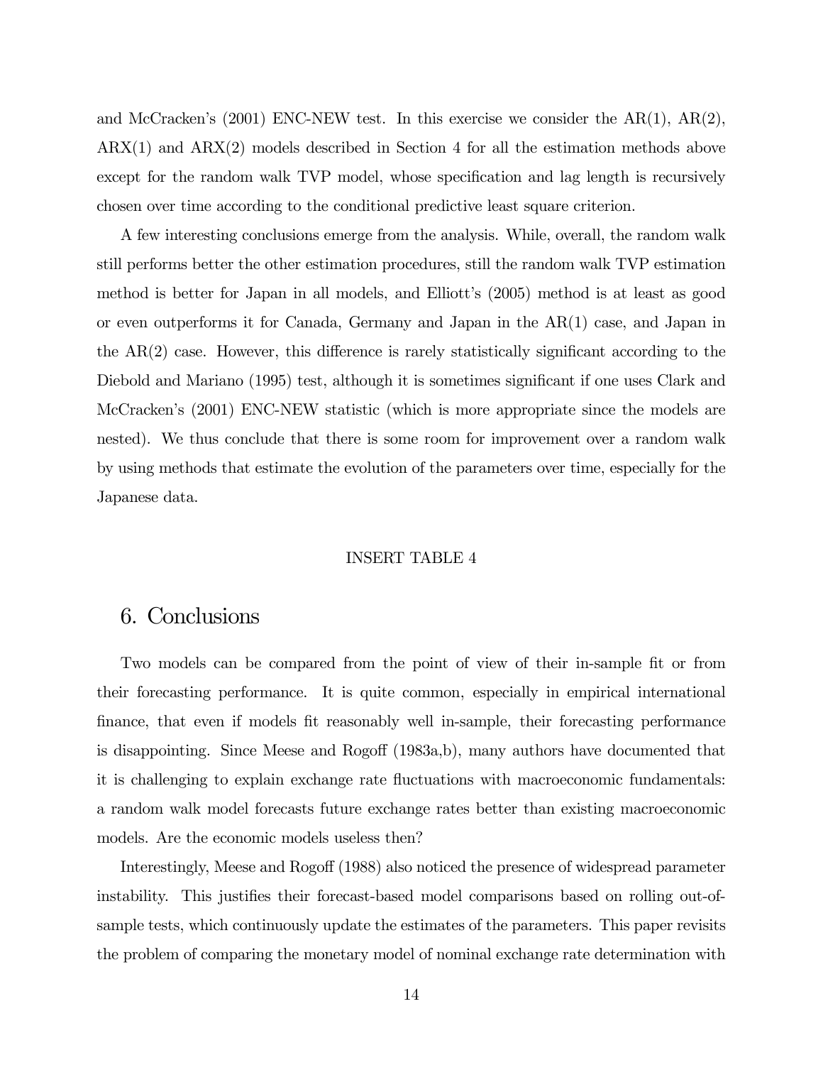and McCracken's (2001) ENC-NEW test. In this exercise we consider the AR(1), AR(2), ARX(1) and ARX(2) models described in Section 4 for all the estimation methods above except for the random walk TVP model, whose specification and lag length is recursively chosen over time according to the conditional predictive least square criterion.

A few interesting conclusions emerge from the analysis. While, overall, the random walk still performs better the other estimation procedures, still the random walk TVP estimation method is better for Japan in all models, and Elliott's (2005) method is at least as good or even outperforms it for Canada, Germany and Japan in the AR(1) case, and Japan in the AR(2) case. However, this difference is rarely statistically significant according to the Diebold and Mariano (1995) test, although it is sometimes significant if one uses Clark and McCracken's (2001) ENC-NEW statistic (which is more appropriate since the models are nested). We thus conclude that there is some room for improvement over a random walk by using methods that estimate the evolution of the parameters over time, especially for the Japanese data.

INSERT TABLE 4

## 6. Conclusions

Two models can be compared from the point of view of their in-sample fit or from their forecasting performance. It is quite common, especially in empirical international finance, that even if models fit reasonably well in-sample, their forecasting performance is disappointing. Since Meese and Rogoff (1983a,b), many authors have documented that it is challenging to explain exchange rate fluctuations with macroeconomic fundamentals: a random walk model forecasts future exchange rates better than existing macroeconomic models. Are the economic models useless then?

Interestingly, Meese and Rogoff (1988) also noticed the presence of widespread parameter instability. This justifies their forecast-based model comparisons based on rolling out-of-sample tests, which continuously update the estimates of the parameters. This paper revisits the problem of comparing the monetary model of nominal exchange rate determination with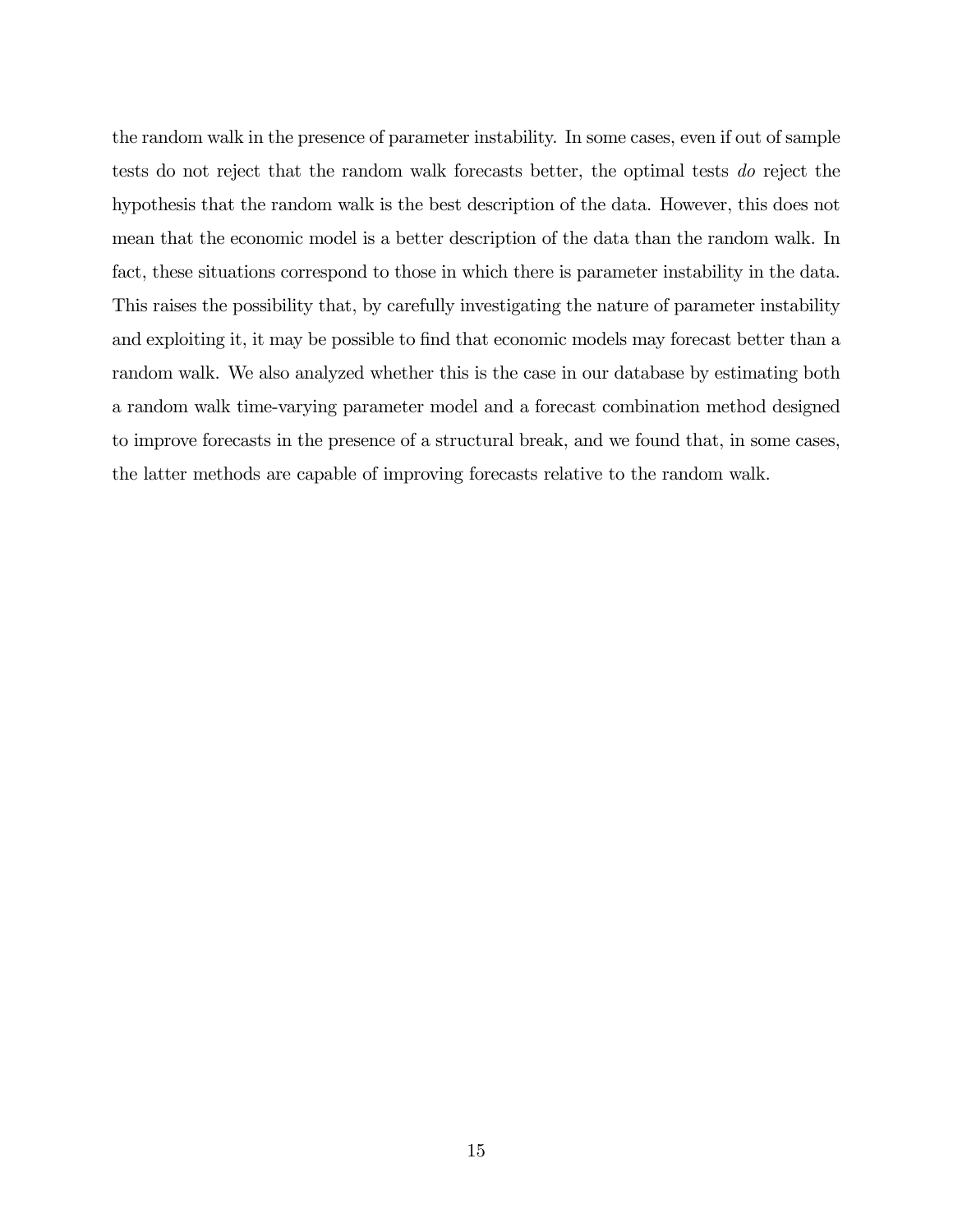the random walk in the presence of parameter instability. In some cases, even if out of sample tests do not reject that the random walk forecasts better, the optimal tests *do* reject the hypothesis that the random walk is the best description of the data. However, this does not mean that the economic model is a better description of the data than the random walk. In fact, these situations correspond to those in which there is parameter instability in the data. This raises the possibility that, by carefully investigating the nature of parameter instability and exploiting it, it may be possible to find that economic models may forecast better than a random walk. We also analyzed whether this is the case in our database by estimating both a random walk time-varying parameter model and a forecast combination method designed to improve forecasts in the presence of a structural break, and we found that, in some cases, the latter methods are capable of improving forecasts relative to the random walk.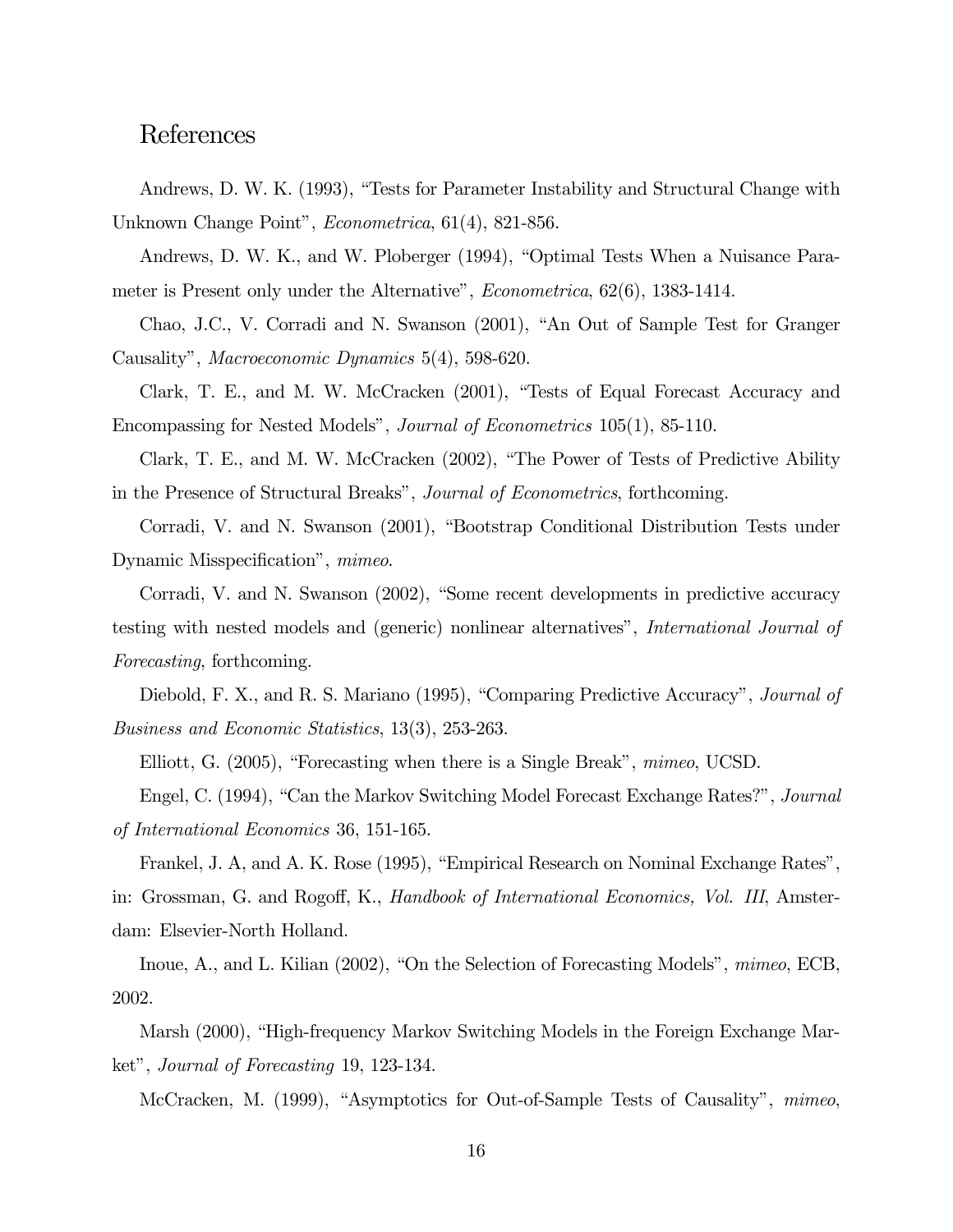# References

Andrews, D. W. K. (1993), "Tests for Parameter Instability and Structural Change with Unknown Change Point", *Econometrica*, 61(4), 821-856.

Andrews, D. W. K., and W. Ploberger (1994), "Optimal Tests When a Nuisance Parameter is Present only under the Alternative", *Econometrica*, 62(6), 1383-1414.

Chao, J.C., V. Corradi and N. Swanson (2001), "An Out of Sample Test for Granger Causality", *Macroeconomic Dynamics* 5(4), 598-620.

Clark, T. E., and M. W. McCracken (2001), "Tests of Equal Forecast Accuracy and Encompassing for Nested Models", *Journal of Econometrics* 105(1), 85-110.

Clark, T. E., and M. W. McCracken (2002), "The Power of Tests of Predictive Ability in the Presence of Structural Breaks", *Journal of Econometrics*, forthcoming.

Corradi, V. and N. Swanson (2001), "Bootstrap Conditional Distribution Tests under Dynamic Misspecification", *mimeo*.

Corradi, V. and N. Swanson (2002), "Some recent developments in predictive accuracy testing with nested models and (generic) nonlinear alternatives", *International Journal of Forecasting*, forthcoming.

Diebold, F. X., and R. S. Mariano (1995), "Comparing Predictive Accuracy", *Journal of Business and Economic Statistics*, 13(3), 253-263.

Elliott, G. (2005), "Forecasting when there is a Single Break", *mimeo*, UCSD.

Engel, C. (1994), "Can the Markov Switching Model Forecast Exchange Rates?", *Journal of International Economics* 36, 151-165.

Frankel, J. A, and A. K. Rose (1995), "Empirical Research on Nominal Exchange Rates", in: Grossman, G. and Rogoff, K., *Handbook of International Economics, Vol. III*, Amsterdam: Elsevier-North Holland.

Inoue, A., and L. Kilian (2002), "On the Selection of Forecasting Models", *mimeo*, ECB, 2002.

Marsh (2000), "High-frequency Markov Switching Models in the Foreign Exchange Market", *Journal of Forecasting* 19, 123-134.

McCracken, M. (1999), "Asymptotics for Out-of-Sample Tests of Causality", *mimeo*,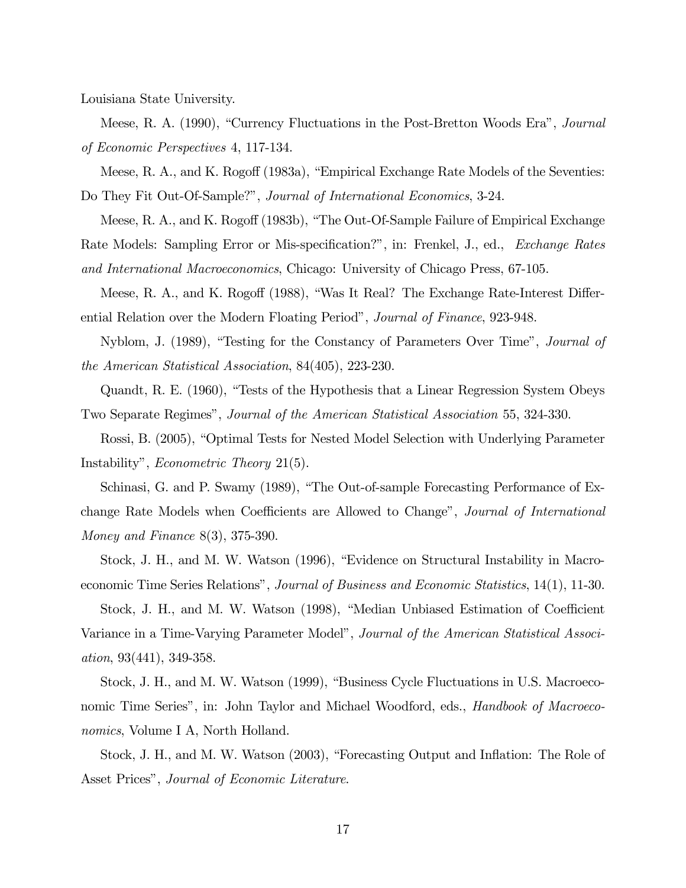Louisiana State University.

Meese, R. A. (1990), "Currency Fluctuations in the Post-Bretton Woods Era", *Journal of Economic Perspectives* 4, 117-134.

Meese, R. A., and K. Rogoff (1983a), "Empirical Exchange Rate Models of the Seventies: Do They Fit Out-Of-Sample?", *Journal of International Economics*, 3-24.

Meese, R. A., and K. Rogoff (1983b), "The Out-Of-Sample Failure of Empirical Exchange Rate Models: Sampling Error or Mis-specification?", in: Frenkel, J., ed., *Exchange Rates and International Macroeconomics*, Chicago: University of Chicago Press, 67-105.

Meese, R. A., and K. Rogoff (1988), "Was It Real? The Exchange Rate-Interest Differential Relation over the Modern Floating Period", *Journal of Finance*, 923-948.

Nyblom, J. (1989), "Testing for the Constancy of Parameters Over Time", *Journal of the American Statistical Association*, 84(405), 223-230.

Quandt, R. E. (1960), "Tests of the Hypothesis that a Linear Regression System Obeys Two Separate Regimes", *Journal of the American Statistical Association* 55, 324-330.

Rossi, B. (2005), "Optimal Tests for Nested Model Selection with Underlying Parameter Instability", *Econometric Theory* 21(5).

Schinasi, G. and P. Swamy (1989), "The Out-of-sample Forecasting Performance of Exchange Rate Models when Coefficients are Allowed to Change", *Journal of International Money and Finance* 8(3), 375-390.

Stock, J. H., and M. W. Watson (1996), "Evidence on Structural Instability in Macroeconomic Time Series Relations", *Journal of Business and Economic Statistics*, 14(1), 11-30.

Stock, J. H., and M. W. Watson (1998), "Median Unbiased Estimation of Coefficient Variance in a Time-Varying Parameter Model", *Journal of the American Statistical Association*, 93(441), 349-358.

Stock, J. H., and M. W. Watson (1999), "Business Cycle Fluctuations in U.S. Macroeconomic Time Series", in: John Taylor and Michael Woodford, eds., *Handbook of Macroeconomics*, Volume I A, North Holland.

Stock, J. H., and M. W. Watson (2003), "Forecasting Output and Inflation: The Role of Asset Prices", *Journal of Economic Literature*.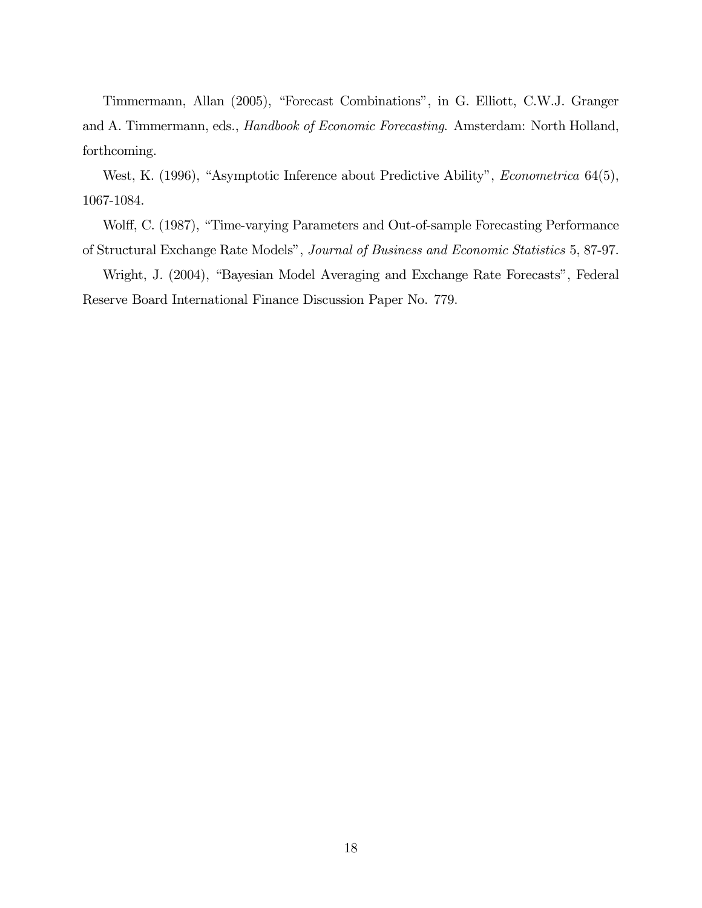Timmermann, Allan (2005), "Forecast Combinations", in G. Elliott, C.W.J. Granger and A. Timmermann, eds., *Handbook of Economic Forecasting*. Amsterdam: North Holland, forthcoming.

West, K. (1996), "Asymptotic Inference about Predictive Ability", *Econometrica* 64(5), 1067-1084.

Wolff, C. (1987), "Time-varying Parameters and Out-of-sample Forecasting Performance of Structural Exchange Rate Models", *Journal of Business and Economic Statistics* 5, 87-97.

Wright, J. (2004), "Bayesian Model Averaging and Exchange Rate Forecasts", Federal Reserve Board International Finance Discussion Paper No. 779.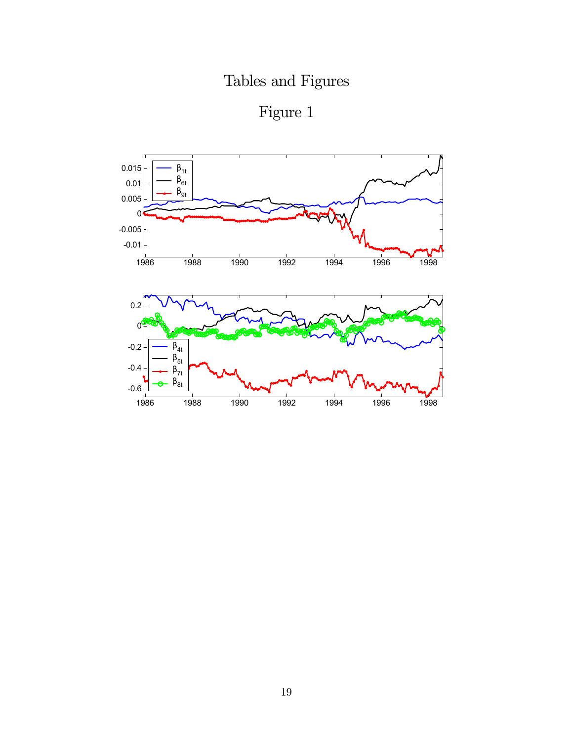# Tables and Figures

## Figure 1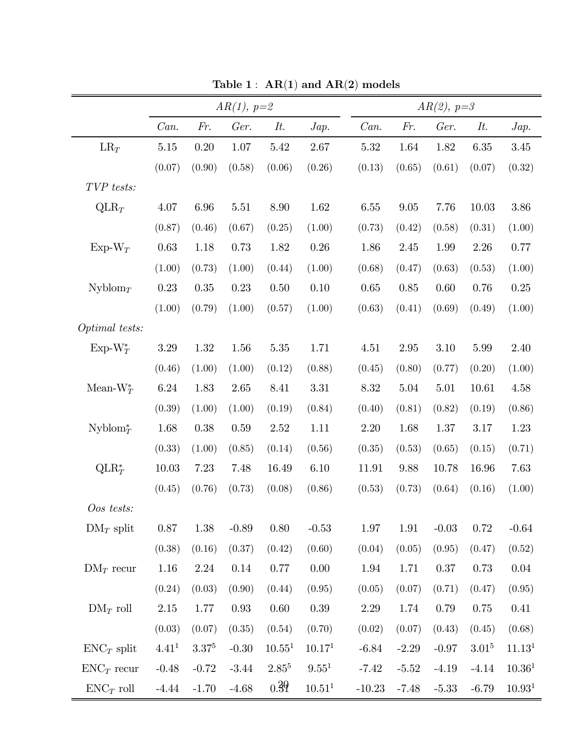**Table 1 : AR(1) and AR(2) models**

| | *AR(1), p=2* | | | | | *AR(2), p=3* | | | | |
|---|---|---|---|---|---|---|---|---|---|---|
| | *Can.* | *Fr.* | *Ger.* | *It.* | *Jap.* | *Can.* | *Fr.* | *Ger.* | *It.* | *Jap.* |
| $\text{LR}_T$ | 5.15 | 0.20 | 1.07 | 5.42 | 2.67 | 5.32 | 1.64 | 1.82 | 6.35 | 3.45 |
| | (0.07) | (0.90) | (0.58) | (0.06) | (0.26) | (0.13) | (0.65) | (0.61) | (0.07) | (0.32) |
| *TVP tests:* | | | | | | | | | | |
| $\text{QLR}_T$ | 4.07 | 6.96 | 5.51 | 8.90 | 1.62 | 6.55 | 9.05 | 7.76 | 10.03 | 3.86 |
| | (0.87) | (0.46) | (0.67) | (0.25) | (1.00) | (0.73) | (0.42) | (0.58) | (0.31) | (1.00) |
| $\text{Exp-W}_T$ | 0.63 | 1.18 | 0.73 | 1.82 | 0.26 | 1.86 | 2.45 | 1.99 | 2.26 | 0.77 |
| | (1.00) | (0.73) | (1.00) | (0.44) | (1.00) | (0.68) | (0.47) | (0.63) | (0.53) | (1.00) |
| $\text{Nyblom}_T$ | 0.23 | 0.35 | 0.23 | 0.50 | 0.10 | 0.65 | 0.85 | 0.60 | 0.76 | 0.25 |
| | (1.00) | (0.79) | (1.00) | (0.57) | (1.00) | (0.63) | (0.41) | (0.69) | (0.49) | (1.00) |
| *Optimal tests:* | | | | | | | | | | |
| $\text{Exp-W}_T^*$ | 3.29 | 1.32 | 1.56 | 5.35 | 1.71 | 4.51 | 2.95 | 3.10 | 5.99 | 2.40 |
| | (0.46) | (1.00) | (1.00) | (0.12) | (0.88) | (0.45) | (0.80) | (0.77) | (0.20) | (1.00) |
| $\text{Mean-W}_T^*$ | 6.24 | 1.83 | 2.65 | 8.41 | 3.31 | 8.32 | 5.04 | 5.01 | 10.61 | 4.58 |
| | (0.39) | (1.00) | (1.00) | (0.19) | (0.84) | (0.40) | (0.81) | (0.82) | (0.19) | (0.86) |
| $\text{Nyblom}_T^*$ | 1.68 | 0.38 | 0.59 | 2.52 | 1.11 | 2.20 | 1.68 | 1.37 | 3.17 | 1.23 |
| | (0.33) | (1.00) | (0.85) | (0.14) | (0.56) | (0.35) | (0.53) | (0.65) | (0.15) | (0.71) |
| $\text{QLR}_T^*$ | 10.03 | 7.23 | 7.48 | 16.49 | 6.10 | 11.91 | 9.88 | 10.78 | 16.96 | 7.63 |
| | (0.45) | (0.76) | (0.73) | (0.08) | (0.86) | (0.53) | (0.73) | (0.64) | (0.16) | (1.00) |
| *Oos tests:* | | | | | | | | | | |
| $\text{DM}_T$ split | 0.87 | 1.38 | -0.89 | 0.80 | -0.53 | 1.97 | 1.91 | -0.03 | 0.72 | -0.64 |
| | (0.38) | (0.16) | (0.37) | (0.42) | (0.60) | (0.04) | (0.05) | (0.95) | (0.47) | (0.52) |
| $\text{DM}_T$ recur | 1.16 | 2.24 | 0.14 | 0.77 | 0.00 | 1.94 | 1.71 | 0.37 | 0.73 | 0.04 |
| | (0.24) | (0.03) | (0.90) | (0.44) | (0.95) | (0.05) | (0.07) | (0.71) | (0.47) | (0.95) |
| $\text{DM}_T$ roll | 2.15 | 1.77 | 0.93 | 0.60 | 0.39 | 2.29 | 1.74 | 0.79 | 0.75 | 0.41 |
| | (0.03) | (0.07) | (0.35) | (0.54) | (0.70) | (0.02) | (0.07) | (0.43) | (0.45) | (0.68) |
| $\text{ENC}_T$ split | 4.41[1] | 3.37[5] | -0.30 | 10.55[1] | 10.17[1] | -6.84 | -2.29 | -0.97 | 3.01[5] | 11.13[1] |
| $\text{ENC}_T$ recur | -0.48 | -0.72 | -3.44 | 2.85[5] | 9.55[1] | -7.42 | -5.52 | -4.19 | -4.14 | 10.36[1] |
| $\text{ENC}_T$ roll | -4.44 | -1.70 | -4.68 | 0.31 | 10.51[1] | -10.23 | -7.48 | -5.33 | -6.79 | 10.93[1] |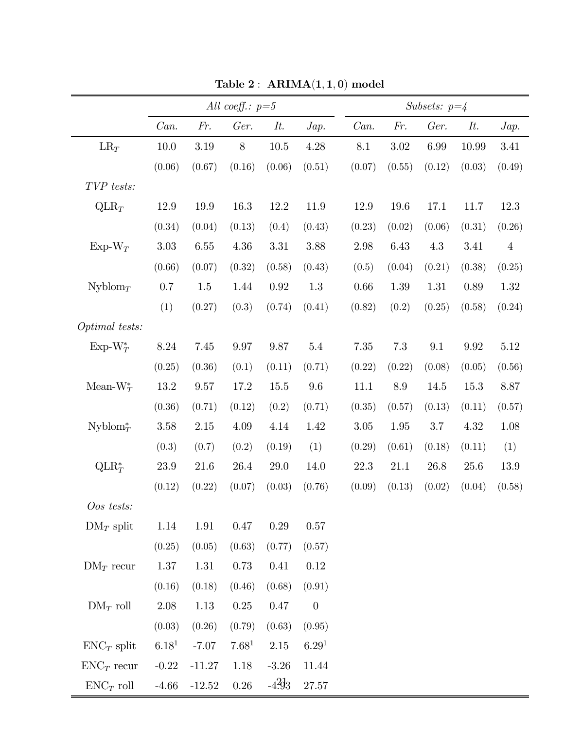**Table 2 : ARIMA(1, 1, 0) model**

| | *All coeff.: p=5* | | | | | *Subsets: p=4* | | | | |
|---|---|---|---|---|---|---|---|---|---|---|
| | *Can.* | *Fr.* | *Ger.* | *It.* | *Jap.* | *Can.* | *Fr.* | *Ger.* | *It.* | *Jap.* |
| $\text{LR}_T$ | 10.0 | 3.19 | 8 | 10.5 | 4.28 | 8.1 | 3.02 | 6.99 | 10.99 | 3.41 |
| | (0.06) | (0.67) | (0.16) | (0.06) | (0.51) | (0.07) | (0.55) | (0.12) | (0.03) | (0.49) |
| *TVP tests:* | | | | | | | | | | |
| $\text{QLR}_T$ | 12.9 | 19.9 | 16.3 | 12.2 | 11.9 | 12.9 | 19.6 | 17.1 | 11.7 | 12.3 |
| | (0.34) | (0.04) | (0.13) | (0.4) | (0.43) | (0.23) | (0.02) | (0.06) | (0.31) | (0.26) |
| $\text{Exp-W}_T$ | 3.03 | 6.55 | 4.36 | 3.31 | 3.88 | 2.98 | 6.43 | 4.3 | 3.41 | 4 |
| | (0.66) | (0.07) | (0.32) | (0.58) | (0.43) | (0.5) | (0.04) | (0.21) | (0.38) | (0.25) |
| $\text{Nyblom}_T$ | 0.7 | 1.5 | 1.44 | 0.92 | 1.3 | 0.66 | 1.39 | 1.31 | 0.89 | 1.32 |
| | (1) | (0.27) | (0.3) | (0.74) | (0.41) | (0.82) | (0.2) | (0.25) | (0.58) | (0.24) |
| *Optimal tests:* | | | | | | | | | | |
| $\text{Exp-W}_T^*$ | 8.24 | 7.45 | 9.97 | 9.87 | 5.4 | 7.35 | 7.3 | 9.1 | 9.92 | 5.12 |
| | (0.25) | (0.36) | (0.1) | (0.11) | (0.71) | (0.22) | (0.22) | (0.08) | (0.05) | (0.56) |
| $\text{Mean-W}_T^*$ | 13.2 | 9.57 | 17.2 | 15.5 | 9.6 | 11.1 | 8.9 | 14.5 | 15.3 | 8.87 |
| | (0.36) | (0.71) | (0.12) | (0.2) | (0.71) | (0.35) | (0.57) | (0.13) | (0.11) | (0.57) |
| $\text{Nyblom}_T^*$ | 3.58 | 2.15 | 4.09 | 4.14 | 1.42 | 3.05 | 1.95 | 3.7 | 4.32 | 1.08 |
| | (0.3) | (0.7) | (0.2) | (0.19) | (1) | (0.29) | (0.61) | (0.18) | (0.11) | (1) |
| $\text{QLR}_T^*$ | 23.9 | 21.6 | 26.4 | 29.0 | 14.0 | 22.3 | 21.1 | 26.8 | 25.6 | 13.9 |
| | (0.12) | (0.22) | (0.07) | (0.03) | (0.76) | (0.09) | (0.13) | (0.02) | (0.04) | (0.58) |
| *Oos tests:* | | | | | | | | | | |
| $\text{DM}_T$ split | 1.14 | 1.91 | 0.47 | 0.29 | 0.57 | | | | | |
| | (0.25) | (0.05) | (0.63) | (0.77) | (0.57) | | | | | |
| $\text{DM}_T$ recur | 1.37 | 1.31 | 0.73 | 0.41 | 0.12 | | | | | |
| | (0.16) | (0.18) | (0.46) | (0.68) | (0.91) | | | | | |
| $\text{DM}_T$ roll | 2.08 | 1.13 | 0.25 | 0.47 | 0 | | | | | |
| | (0.03) | (0.26) | (0.79) | (0.63) | (0.95) | | | | | |
| $\text{ENC}_T$ split | $6.18^1$ | -7.07 | $7.68^1$ | 2.15 | $6.29^1$ | | | | | |
| $\text{ENC}_T$ recur | -0.22 | -11.27 | 1.18 | -3.26 | 11.44 | | | | | |
| $\text{ENC}_T$ roll | -4.66 | -12.52 | 0.26 | -4.93 | 27.57 | | | | | |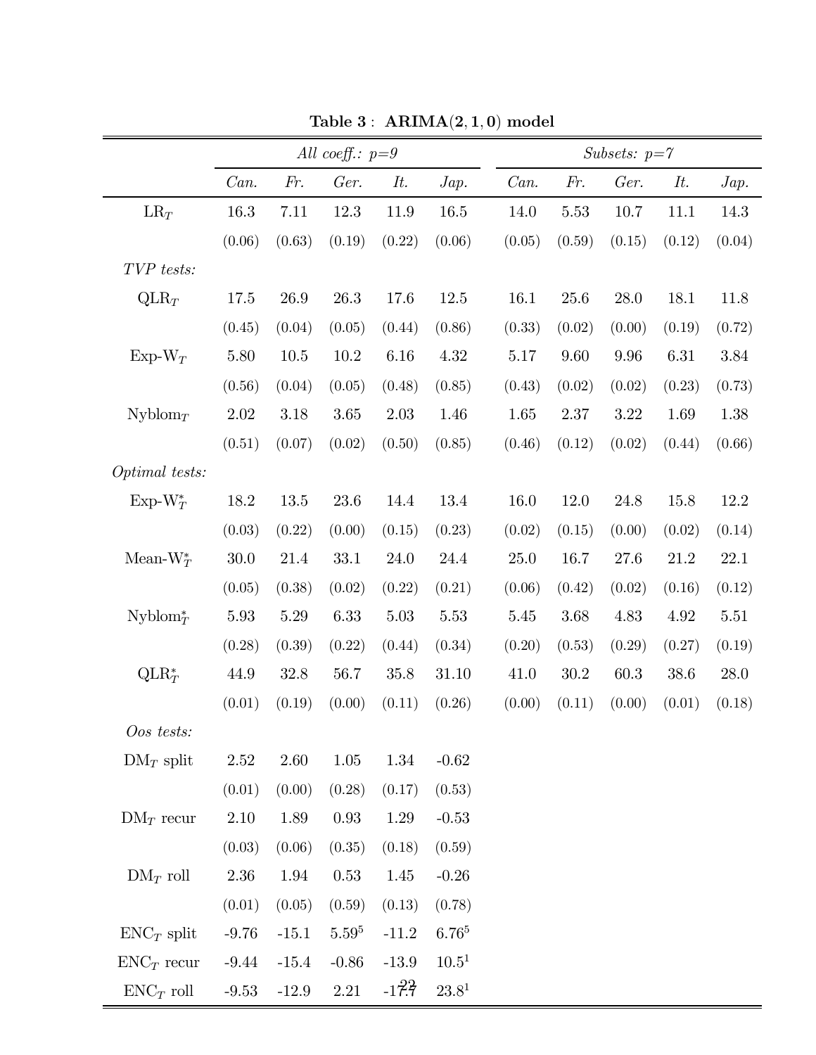**Table 3 : ARIMA(2, 1, 0) model**

| | *All coeff.: p=9* | | | | | *Subsets: p=7* | | | | |
|---|---|---|---|---|---|---|---|---|---|---|
| | *Can.* | *Fr.* | *Ger.* | *It.* | *Jap.* | *Can.* | *Fr.* | *Ger.* | *It.* | *Jap.* |
| $\mathrm{LR}_T$ | 16.3 | 7.11 | 12.3 | 11.9 | 16.5 | 14.0 | 5.53 | 10.7 | 11.1 | 14.3 |
| | (0.06) | (0.63) | (0.19) | (0.22) | (0.06) | (0.05) | (0.59) | (0.15) | (0.12) | (0.04) |
| *TVP tests:* | | | | | | | | | | |
| $\mathrm{QLR}_T$ | 17.5 | 26.9 | 26.3 | 17.6 | 12.5 | 16.1 | 25.6 | 28.0 | 18.1 | 11.8 |
| | (0.45) | (0.04) | (0.05) | (0.44) | (0.86) | (0.33) | (0.02) | (0.00) | (0.19) | (0.72) |
| $\mathrm{Exp\text{-}W}_T$ | 5.80 | 10.5 | 10.2 | 6.16 | 4.32 | 5.17 | 9.60 | 9.96 | 6.31 | 3.84 |
| | (0.56) | (0.04) | (0.05) | (0.48) | (0.85) | (0.43) | (0.02) | (0.02) | (0.23) | (0.73) |
| $\mathrm{Nyblom}_T$ | 2.02 | 3.18 | 3.65 | 2.03 | 1.46 | 1.65 | 2.37 | 3.22 | 1.69 | 1.38 |
| | (0.51) | (0.07) | (0.02) | (0.50) | (0.85) | (0.46) | (0.12) | (0.02) | (0.44) | (0.66) |
| *Optimal tests:* | | | | | | | | | | |
| $\mathrm{Exp\text{-}W}^*_T$ | 18.2 | 13.5 | 23.6 | 14.4 | 13.4 | 16.0 | 12.0 | 24.8 | 15.8 | 12.2 |
| | (0.03) | (0.22) | (0.00) | (0.15) | (0.23) | (0.02) | (0.15) | (0.00) | (0.02) | (0.14) |
| $\mathrm{Mean\text{-}W}^*_T$ | 30.0 | 21.4 | 33.1 | 24.0 | 24.4 | 25.0 | 16.7 | 27.6 | 21.2 | 22.1 |
| | (0.05) | (0.38) | (0.02) | (0.22) | (0.21) | (0.06) | (0.42) | (0.02) | (0.16) | (0.12) |
| $\mathrm{Nyblom}^*_T$ | 5.93 | 5.29 | 6.33 | 5.03 | 5.53 | 5.45 | 3.68 | 4.83 | 4.92 | 5.51 |
| | (0.28) | (0.39) | (0.22) | (0.44) | (0.34) | (0.20) | (0.53) | (0.29) | (0.27) | (0.19) |
| $\mathrm{QLR}^*_T$ | 44.9 | 32.8 | 56.7 | 35.8 | 31.10 | 41.0 | 30.2 | 60.3 | 38.6 | 28.0 |
| | (0.01) | (0.19) | (0.00) | (0.11) | (0.26) | (0.00) | (0.11) | (0.00) | (0.01) | (0.18) |
| *Oos tests:* | | | | | | | | | | |
| $\mathrm{DM}_T$ split | 2.52 | 2.60 | 1.05 | 1.34 | -0.62 | | | | | |
| | (0.01) | (0.00) | (0.28) | (0.17) | (0.53) | | | | | |
| $\mathrm{DM}_T$ recur | 2.10 | 1.89 | 0.93 | 1.29 | -0.53 | | | | | |
| | (0.03) | (0.06) | (0.35) | (0.18) | (0.59) | | | | | |
| $\mathrm{DM}_T$ roll | 2.36 | 1.94 | 0.53 | 1.45 | -0.26 | | | | | |
| | (0.01) | (0.05) | (0.59) | (0.13) | (0.78) | | | | | |
| $\mathrm{ENC}_T$ split | -9.76 | -15.1 | $5.59^5$ | -11.2 | $6.76^5$ | | | | | |
| $\mathrm{ENC}_T$ recur | -9.44 | -15.4 | -0.86 | -13.9 | $10.5^1$ | | | | | |
| $\mathrm{ENC}_T$ roll | -9.53 | -12.9 | 2.21 | -17.7 | $23.8^1$ | | | | | |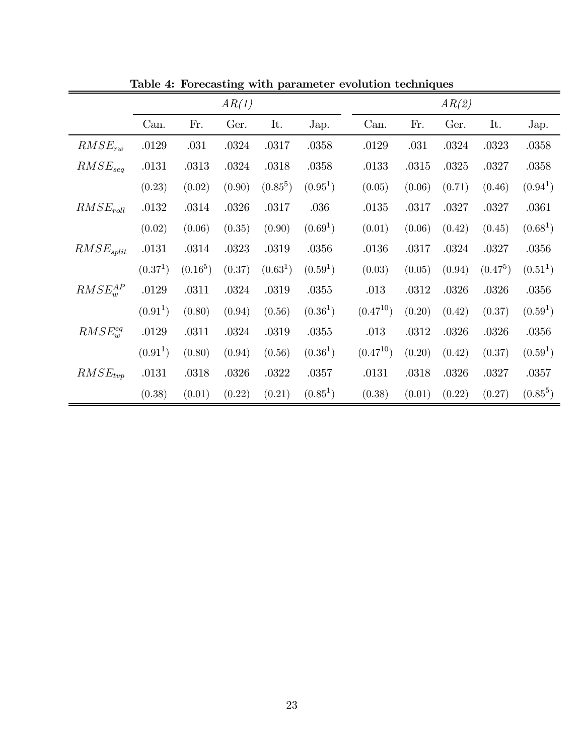**Table 4: Forecasting with parameter evolution techniques**

| | *AR(1)* | | | | | *AR(2)* | | | | |
|---|---|---|---|---|---|---|---|---|---|---|
| | Can. | Fr. | Ger. | It. | Jap. | Can. | Fr. | Ger. | It. | Jap. |
| $RMSE_{rw}$ | .0129 | .031 | .0324 | .0317 | .0358 | .0129 | .031 | .0324 | .0323 | .0358 |
| $RMSE_{seq}$ | .0131 | .0313 | .0324 | .0318 | .0358 | .0133 | .0315 | .0325 | .0327 | .0358 |
| | (0.23) | (0.02) | (0.90) | $(0.85^5)$ | $(0.95^1)$ | (0.05) | (0.06) | (0.71) | (0.46) | $(0.94^1)$ |
| $RMSE_{roll}$ | .0132 | .0314 | .0326 | .0317 | .036 | .0135 | .0317 | .0327 | .0327 | .0361 |
| | (0.02) | (0.06) | (0.35) | (0.90) | $(0.69^1)$ | (0.01) | (0.06) | (0.42) | (0.45) | $(0.68^1)$ |
| $RMSE_{split}$ | .0131 | .0314 | .0323 | .0319 | .0356 | .0136 | .0317 | .0324 | .0327 | .0356 |
| | $(0.37^1)$ | $(0.16^5)$ | (0.37) | $(0.63^1)$ | $(0.59^1)$ | (0.03) | (0.05) | (0.94) | $(0.47^5)$ | $(0.51^1)$ |
| $RMSE_w^{AP}$ | .0129 | .0311 | .0324 | .0319 | .0355 | .013 | .0312 | .0326 | .0326 | .0356 |
| | $(0.91^1)$ | (0.80) | (0.94) | (0.56) | $(0.36^1)$ | $(0.47^{10})$ | (0.20) | (0.42) | (0.37) | $(0.59^1)$ |
| $RMSE_w^{eq}$ | .0129 | .0311 | .0324 | .0319 | .0355 | .013 | .0312 | .0326 | .0326 | .0356 |
| | $(0.91^1)$ | (0.80) | (0.94) | (0.56) | $(0.36^1)$ | $(0.47^{10})$ | (0.20) | (0.42) | (0.37) | $(0.59^1)$ |
| $RMSE_{tvp}$ | .0131 | .0318 | .0326 | .0322 | .0357 | .0131 | .0318 | .0326 | .0327 | .0357 |
| | (0.38) | (0.01) | (0.22) | (0.21) | $(0.85^1)$ | (0.38) | (0.01) | (0.22) | (0.27) | $(0.85^5)$ |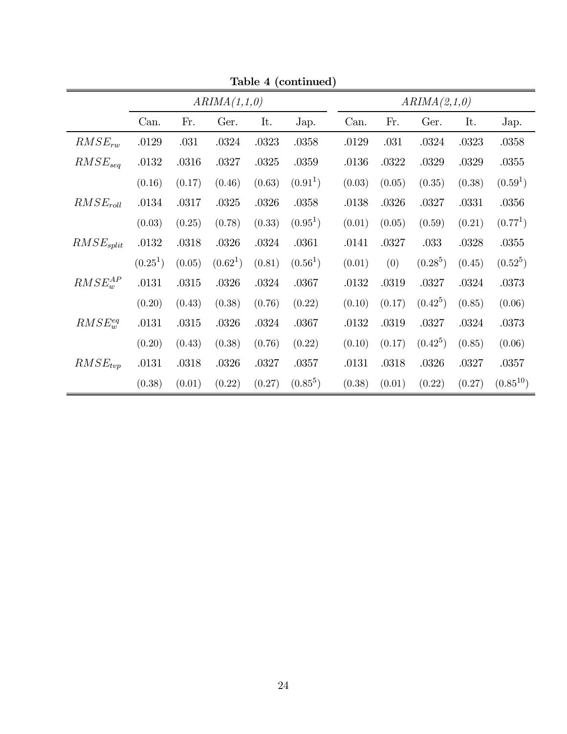**Table 4 (continued)**

| | *ARIMA(1,1,0)* | | | | | *ARIMA(2,1,0)* | | | | |
|---|---|---|---|---|---|---|---|---|---|---|
| | Can. | Fr. | Ger. | It. | Jap. | Can. | Fr. | Ger. | It. | Jap. |
| $RMSE_{rw}$ | .0129 | .031 | .0324 | .0323 | .0358 | .0129 | .031 | .0324 | .0323 | .0358 |
| $RMSE_{seq}$ | .0132 | .0316 | .0327 | .0325 | .0359 | .0136 | .0322 | .0329 | .0329 | .0355 |
| | (0.16) | (0.17) | (0.46) | (0.63) | $(0.91^{1})$ | (0.03) | (0.05) | (0.35) | (0.38) | $(0.59^{1})$ |
| $RMSE_{roll}$ | .0134 | .0317 | .0325 | .0326 | .0358 | .0138 | .0326 | .0327 | .0331 | .0356 |
| | (0.03) | (0.25) | (0.78) | (0.33) | $(0.95^{1})$ | (0.01) | (0.05) | (0.59) | (0.21) | $(0.77^{1})$ |
| $RMSE_{split}$ | .0132 | .0318 | .0326 | .0324 | .0361 | .0141 | .0327 | .033 | .0328 | .0355 |
| | $(0.25^{1})$ | (0.05) | $(0.62^{1})$ | (0.81) | $(0.56^{1})$ | (0.01) | (0) | $(0.28^{5})$ | (0.45) | $(0.52^{5})$ |
| $RMSE_{w}^{AP}$ | .0131 | .0315 | .0326 | .0324 | .0367 | .0132 | .0319 | .0327 | .0324 | .0373 |
| | (0.20) | (0.43) | (0.38) | (0.76) | (0.22) | (0.10) | (0.17) | $(0.42^{5})$ | (0.85) | (0.06) |
| $RMSE_{w}^{eq}$ | .0131 | .0315 | .0326 | .0324 | .0367 | .0132 | .0319 | .0327 | .0324 | .0373 |
| | (0.20) | (0.43) | (0.38) | (0.76) | (0.22) | (0.10) | (0.17) | $(0.42^{5})$ | (0.85) | (0.06) |
| $RMSE_{tvp}$ | .0131 | .0318 | .0326 | .0327 | .0357 | .0131 | .0318 | .0326 | .0327 | .0357 |
| | (0.38) | (0.01) | (0.22) | (0.27) | $(0.85^{5})$ | (0.38) | (0.01) | (0.22) | (0.27) | $(0.85^{10})$ |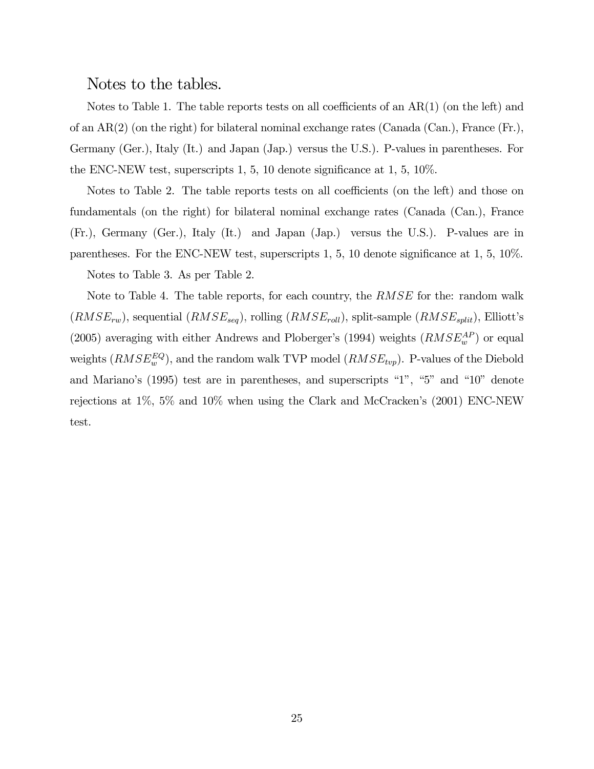# Notes to the tables.

Notes to Table 1. The table reports tests on all coefficients of an AR(1) (on the left) and of an AR(2) (on the right) for bilateral nominal exchange rates (Canada (Can.), France (Fr.), Germany (Ger.), Italy (It.) and Japan (Jap.) versus the U.S.). P-values in parentheses. For the ENC-NEW test, superscripts 1, 5, 10 denote significance at 1, 5, 10%.

Notes to Table 2. The table reports tests on all coefficients (on the left) and those on fundamentals (on the right) for bilateral nominal exchange rates (Canada (Can.), France (Fr.), Germany (Ger.), Italy (It.) and Japan (Jap.) versus the U.S.). P-values are in parentheses. For the ENC-NEW test, superscripts 1, 5, 10 denote significance at 1, 5, 10%.

Notes to Table 3. As per Table 2.

Note to Table 4. The table reports, for each country, the $RMSE$ for the: random walk ($RMSE_{rw}$), sequential ($RMSE_{seq}$), rolling ($RMSE_{roll}$), split-sample ($RMSE_{split}$), Elliott's (2005) averaging with either Andrews and Ploberger's (1994) weights ($RMSE_w^{AP}$) or equal weights ($RMSE_w^{EQ}$), and the random walk TVP model ($RMSE_{tvp}$). P-values of the Diebold and Mariano's (1995) test are in parentheses, and superscripts "1", "5" and "10" denote rejections at 1%, 5% and 10% when using the Clark and McCracken's (2001) ENC-NEW test.